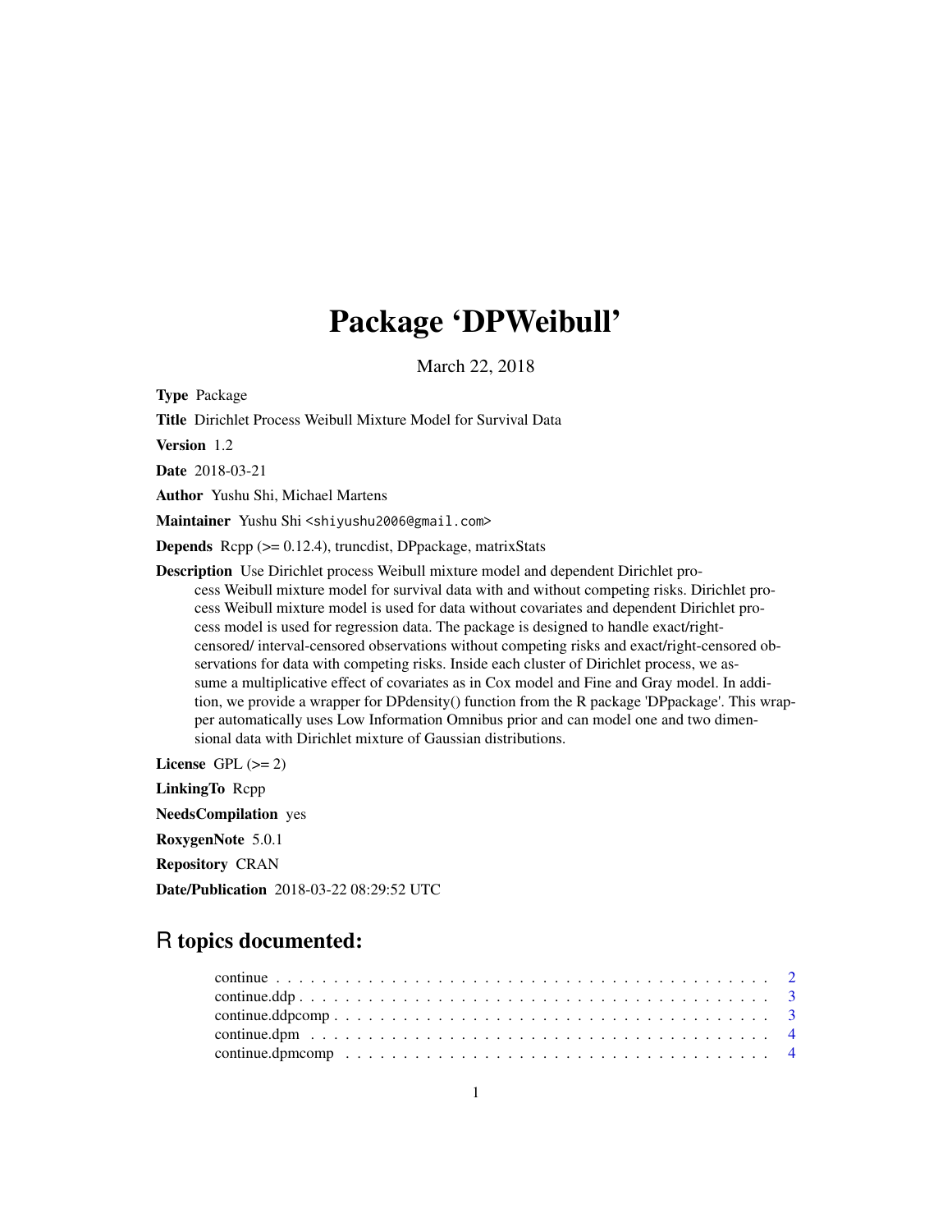# Package ‘DPWeibull’

March 22, 2018

**Type** Package

**Title** Dirichlet Process Weibull Mixture Model for Survival Data

**Version** 1.2

**Date** 2018-03-21

**Author** Yushu Shi, Michael Martens

**Maintainer** Yushu Shi <shiyushu2006@gmail.com>

**Depends** Rcpp (>= 0.12.4), truncdist, DPpackage, matrixStats

**Description** Use Dirichlet process Weibull mixture model and dependent Dirichlet process Weibull mixture model for survival data with and without competing risks. Dirichlet process Weibull mixture model is used for data without covariates and dependent Dirichlet process model is used for regression data. The package is designed to handle exact/right-censored/ interval-censored observations without competing risks and exact/right-censored observations for data with competing risks. Inside each cluster of Dirichlet process, we assume a multiplicative effect of covariates as in Cox model and Fine and Gray model. In addition, we provide a wrapper for DPdensity() function from the R package 'DPpackage'. This wrapper automatically uses Low Information Omnibus prior and can model one and two dimensional data with Dirichlet mixture of Gaussian distributions.

**License** GPL (>= 2)

**LinkingTo** Rcpp

**NeedsCompilation** yes

**RoxygenNote** 5.0.1

**Repository** CRAN

**Date/Publication** 2018-03-22 08:29:52 UTC

## R topics documented:

continue . . . . . . . . . . . . . . . . . . . . . . . . . . . . . . . . . . . . . . . . . . 2
continue.ddp . . . . . . . . . . . . . . . . . . . . . . . . . . . . . . . . . . . . . . . . 3
continue.ddpcomp . . . . . . . . . . . . . . . . . . . . . . . . . . . . . . . . . . . . . 3
continue.dpm . . . . . . . . . . . . . . . . . . . . . . . . . . . . . . . . . . . . . . . . 4
continue.dpmcomp . . . . . . . . . . . . . . . . . . . . . . . . . . . . . . . . . . . . . 4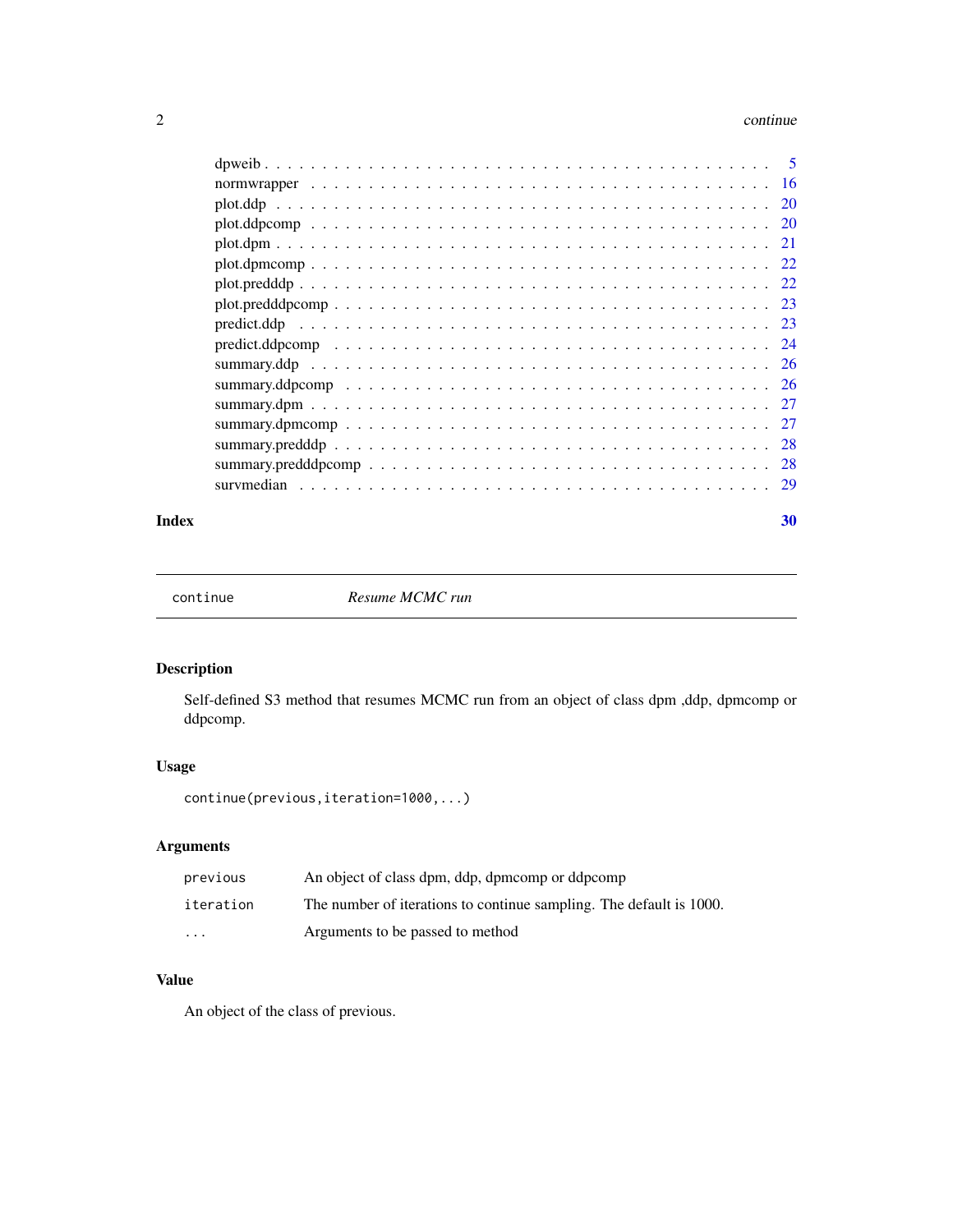dpweib . . . . . . . . . . . . . . . . . . . . . . . . . . . . . . . . . . . . . . . . 5
normwrapper . . . . . . . . . . . . . . . . . . . . . . . . . . . . . . . . . . . . . . 16
plot.ddp . . . . . . . . . . . . . . . . . . . . . . . . . . . . . . . . . . . . . . . . 20
plot.ddpcomp . . . . . . . . . . . . . . . . . . . . . . . . . . . . . . . . . . . . . 20
plot.dpm . . . . . . . . . . . . . . . . . . . . . . . . . . . . . . . . . . . . . . . . 21
plot.dpmcomp . . . . . . . . . . . . . . . . . . . . . . . . . . . . . . . . . . . . . 22
plot.predddp . . . . . . . . . . . . . . . . . . . . . . . . . . . . . . . . . . . . . . 22
plot.predddpcomp . . . . . . . . . . . . . . . . . . . . . . . . . . . . . . . . . . . 23
predict.ddp . . . . . . . . . . . . . . . . . . . . . . . . . . . . . . . . . . . . . . 23
predict.ddpcomp . . . . . . . . . . . . . . . . . . . . . . . . . . . . . . . . . . . . 24
summary.ddp . . . . . . . . . . . . . . . . . . . . . . . . . . . . . . . . . . . . . . 26
summary.ddpcomp . . . . . . . . . . . . . . . . . . . . . . . . . . . . . . . . . . . 26
summary.dpm . . . . . . . . . . . . . . . . . . . . . . . . . . . . . . . . . . . . . . 27
summary.dpmcomp . . . . . . . . . . . . . . . . . . . . . . . . . . . . . . . . . . . 27
summary.predddp . . . . . . . . . . . . . . . . . . . . . . . . . . . . . . . . . . . . 28
summary.predddpcomp . . . . . . . . . . . . . . . . . . . . . . . . . . . . . . . . . 28
survmedian . . . . . . . . . . . . . . . . . . . . . . . . . . . . . . . . . . . . . . . 29

**Index** **30**

---

`continue` *Resume MCMC run*

## Description

Self-defined S3 method that resumes MCMC run from an object of class dpm ,ddp, dpmcomp or ddpcomp.

## Usage

```
continue(previous,iteration=1000,...)
```

## Arguments

| | |
|---|---|
| `previous` | An object of class dpm, ddp, dpmcomp or ddpcomp |
| `iteration` | The number of iterations to continue sampling. The default is 1000. |
| `...` | Arguments to be passed to method |

## Value

An object of the class of previous.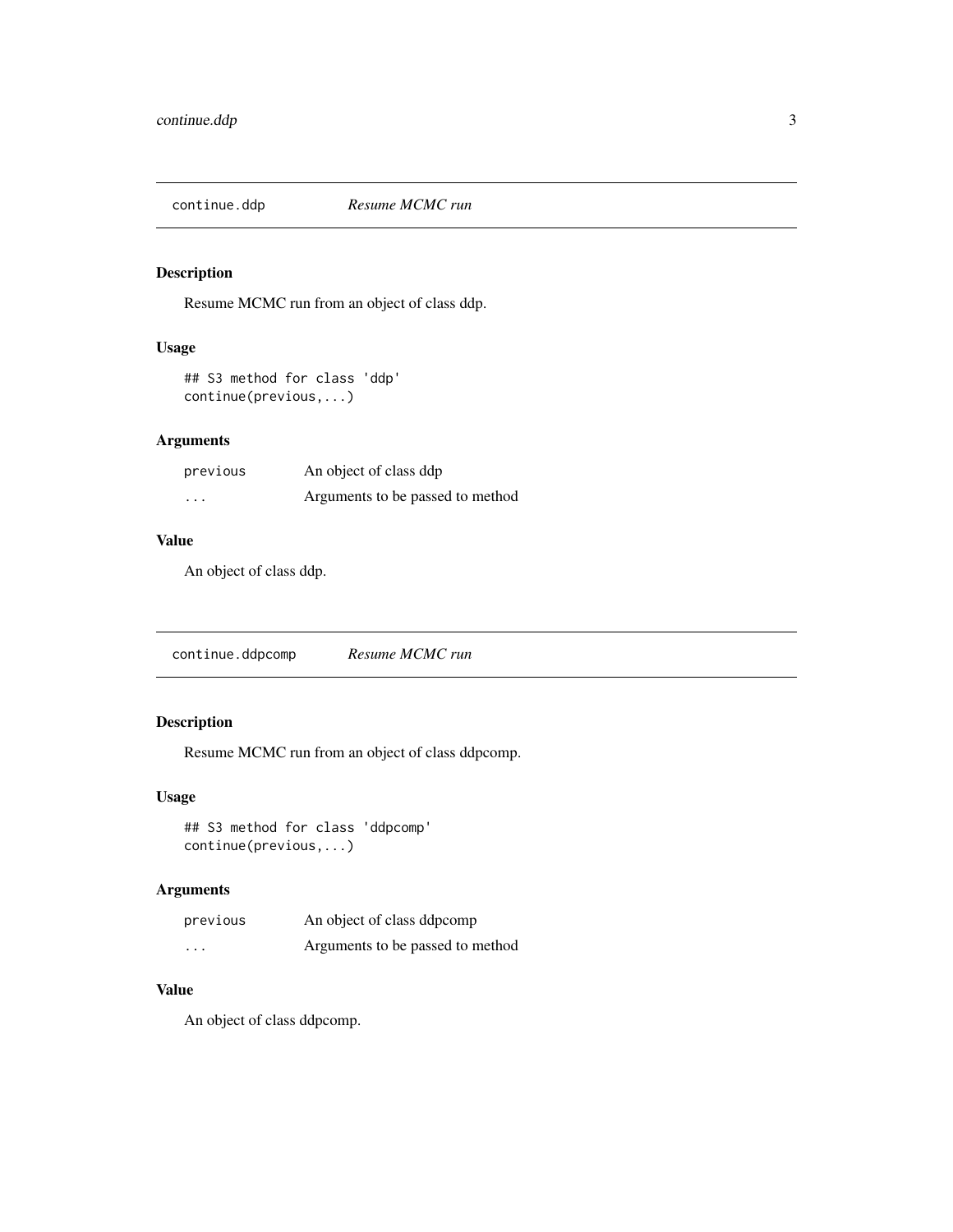## continue.ddp *Resume MCMC run*

### Description

Resume MCMC run from an object of class ddp.

### Usage

```
## S3 method for class 'ddp'
continue(previous,...)
```

### Arguments

| | |
|---|---|
| `previous` | An object of class ddp |
| `...` | Arguments to be passed to method |

### Value

An object of class ddp.

## continue.ddpcomp *Resume MCMC run*

### Description

Resume MCMC run from an object of class ddpcomp.

### Usage

```
## S3 method for class 'ddpcomp'
continue(previous,...)
```

### Arguments

| | |
|---|---|
| `previous` | An object of class ddpcomp |
| `...` | Arguments to be passed to method |

### Value

An object of class ddpcomp.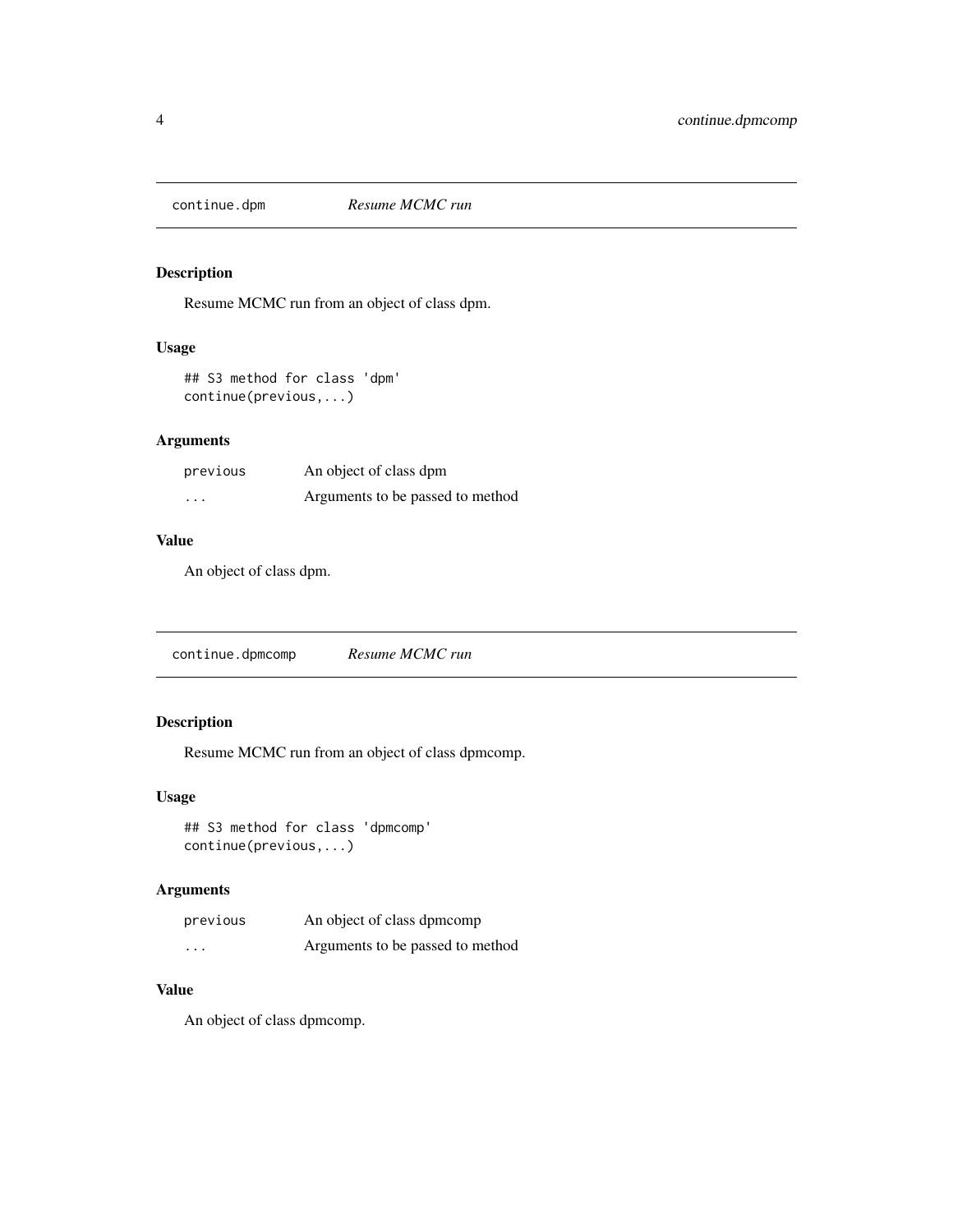## continue.dpm *Resume MCMC run*

### Description

Resume MCMC run from an object of class dpm.

### Usage

```
## S3 method for class 'dpm'
continue(previous,...)
```

### Arguments

| | |
|---|---|
| `previous` | An object of class dpm |
| `...` | Arguments to be passed to method |

### Value

An object of class dpm.

## continue.dpmcomp *Resume MCMC run*

### Description

Resume MCMC run from an object of class dpmcomp.

### Usage

```
## S3 method for class 'dpmcomp'
continue(previous,...)
```

### Arguments

| | |
|---|---|
| `previous` | An object of class dpmcomp |
| `...` | Arguments to be passed to method |

### Value

An object of class dpmcomp.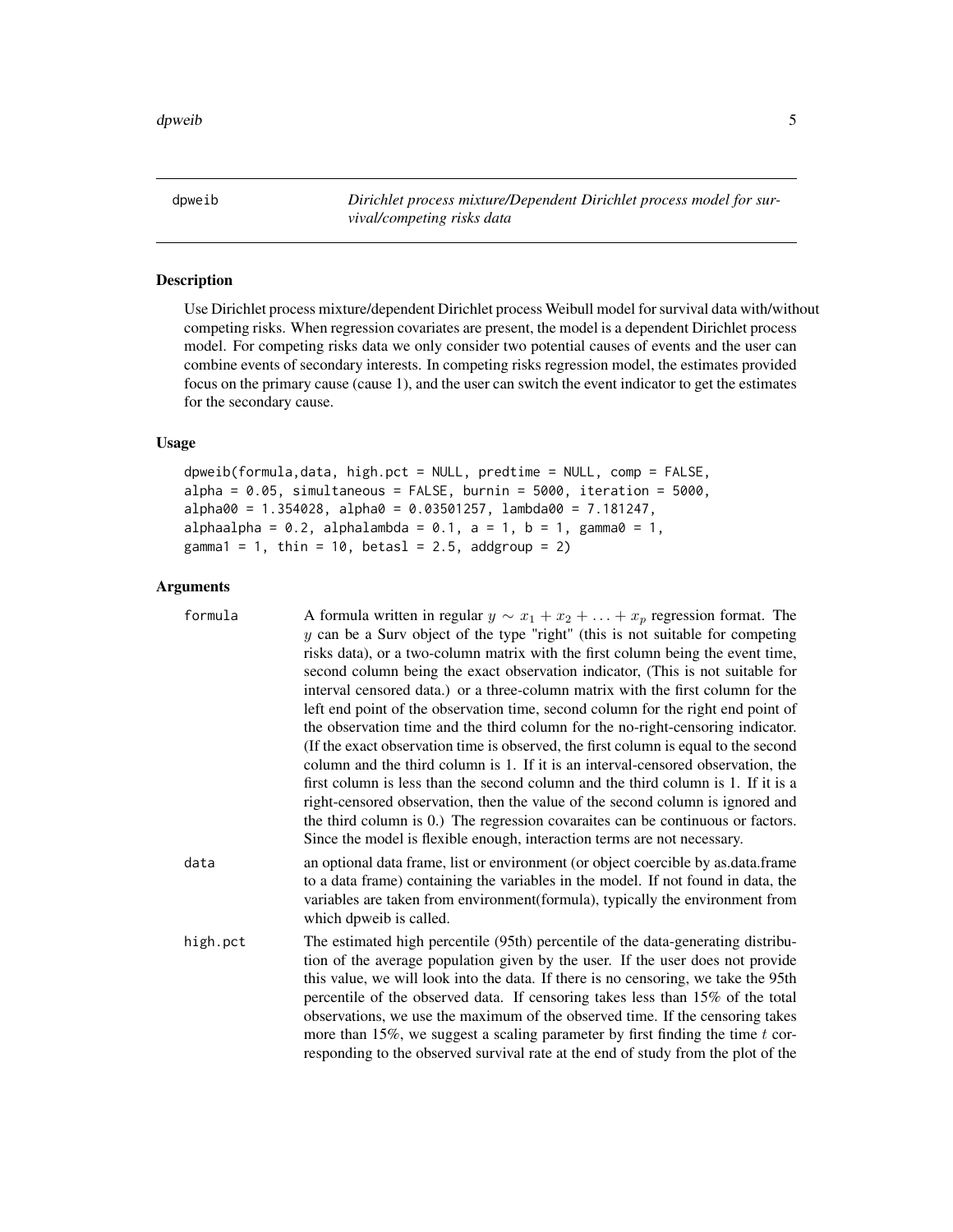dpweib *Dirichlet process mixture/Dependent Dirichlet process model for survival/competing risks data*

## Description

Use Dirichlet process mixture/dependent Dirichlet process Weibull model for survival data with/without competing risks. When regression covariates are present, the model is a dependent Dirichlet process model. For competing risks data we only consider two potential causes of events and the user can combine events of secondary interests. In competing risks regression model, the estimates provided focus on the primary cause (cause 1), and the user can switch the event indicator to get the estimates for the secondary cause.

## Usage

```
dpweib(formula,data, high.pct = NULL, predtime = NULL, comp = FALSE,
alpha = 0.05, simultaneous = FALSE, burnin = 5000, iteration = 5000,
alpha00 = 1.354028, alpha0 = 0.03501257, lambda00 = 7.181247,
alphaalpha = 0.2, alphalambda = 0.1, a = 1, b = 1, gamma0 = 1,
gamma1 = 1, thin = 10, betasl = 2.5, addgroup = 2)
```

## Arguments

`formula` A formula written in regular $y \sim x_1 + x_2 + \ldots + x_p$ regression format. The $y$ can be a Surv object of the type "right" (this is not suitable for competing risks data), or a two-column matrix with the first column being the event time, second column being the exact observation indicator, (This is not suitable for interval censored data.) or a three-column matrix with the first column for the left end point of the observation time, second column for the right end point of the observation time and the third column for the no-right-censoring indicator. (If the exact observation time is observed, the first column is equal to the second column and the third column is 1. If it is an interval-censored observation, the first column is less than the second column and the third column is 1. If it is a right-censored observation, then the value of the second column is ignored and the third column is 0.) The regression covaraites can be continuous or factors. Since the model is flexible enough, interaction terms are not necessary.

`data` an optional data frame, list or environment (or object coercible by as.data.frame to a data frame) containing the variables in the model. If not found in data, the variables are taken from environment(formula), typically the environment from which dpweib is called.

`high.pct` The estimated high percentile (95th) percentile of the data-generating distribution of the average population given by the user. If the user does not provide this value, we will look into the data. If there is no censoring, we take the 95th percentile of the observed data. If censoring takes less than 15% of the total observations, we use the maximum of the observed time. If the censoring takes more than 15%, we suggest a scaling parameter by first finding the time $t$ corresponding to the observed survival rate at the end of study from the plot of the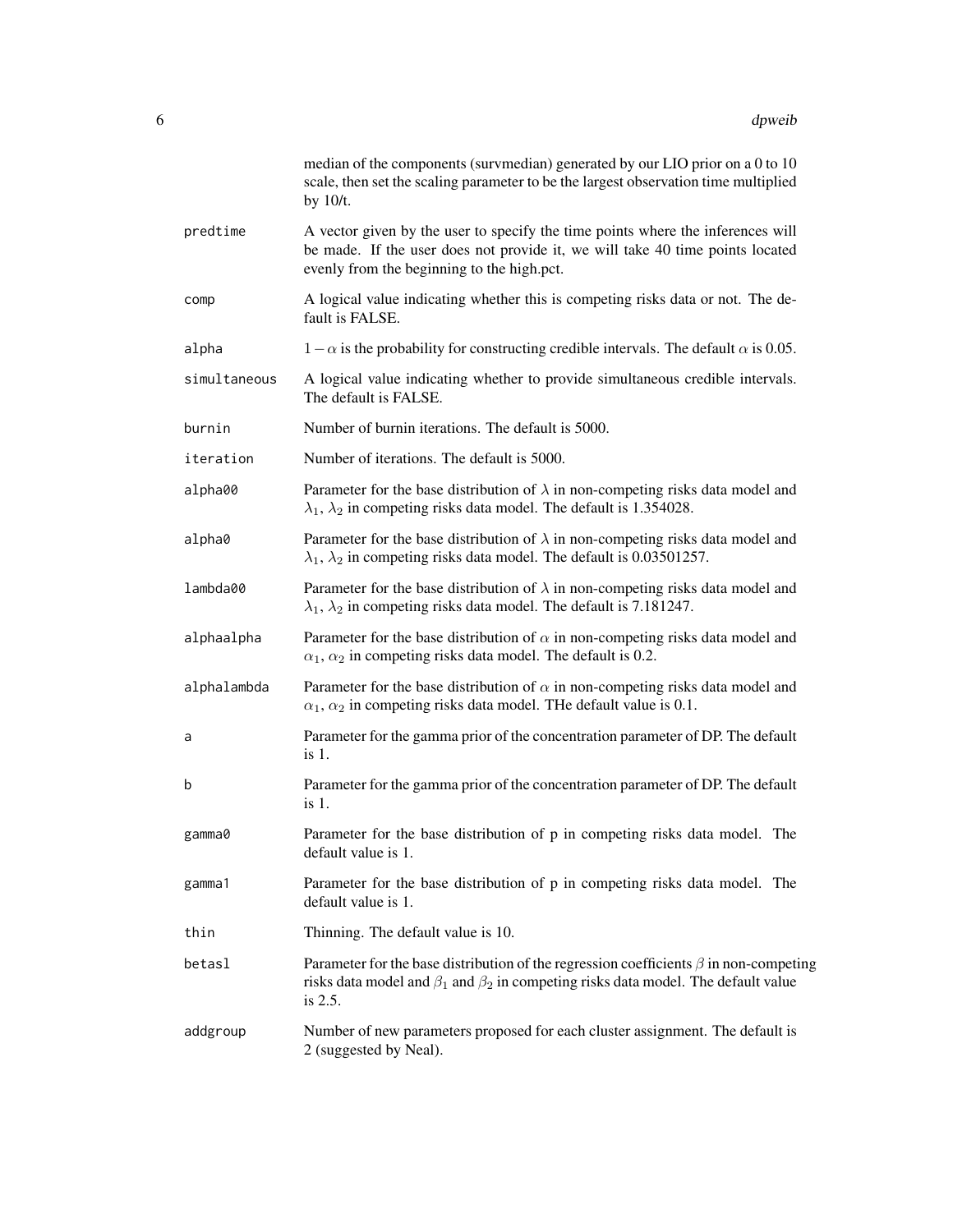median of the components (survmedian) generated by our LIO prior on a 0 to 10 scale, then set the scaling parameter to be the largest observation time multiplied by 10/t.

`predtime`
: A vector given by the user to specify the time points where the inferences will be made. If the user does not provide it, we will take 40 time points located evenly from the beginning to the high.pct.

`comp`
: A logical value indicating whether this is competing risks data or not. The default is FALSE.

`alpha`
: $1-\alpha$ is the probability for constructing credible intervals. The default $\alpha$ is 0.05.

`simultaneous`
: A logical value indicating whether to provide simultaneous credible intervals. The default is FALSE.

`burnin`
: Number of burnin iterations. The default is 5000.

`iteration`
: Number of iterations. The default is 5000.

`alpha00`
: Parameter for the base distribution of $\lambda$ in non-competing risks data model and $\lambda_1$, $\lambda_2$ in competing risks data model. The default is 1.354028.

`alpha0`
: Parameter for the base distribution of $\lambda$ in non-competing risks data model and $\lambda_1$, $\lambda_2$ in competing risks data model. The default is 0.03501257.

`lambda00`
: Parameter for the base distribution of $\lambda$ in non-competing risks data model and $\lambda_1$, $\lambda_2$ in competing risks data model. The default is 7.181247.

`alphaalpha`
: Parameter for the base distribution of $\alpha$ in non-competing risks data model and $\alpha_1$, $\alpha_2$ in competing risks data model. The default is 0.2.

`alphalambda`
: Parameter for the base distribution of $\alpha$ in non-competing risks data model and $\alpha_1$, $\alpha_2$ in competing risks data model. THe default value is 0.1.

`a`
: Parameter for the gamma prior of the concentration parameter of DP. The default is 1.

`b`
: Parameter for the gamma prior of the concentration parameter of DP. The default is 1.

`gamma0`
: Parameter for the base distribution of p in competing risks data model. The default value is 1.

`gamma1`
: Parameter for the base distribution of p in competing risks data model. The default value is 1.

`thin`
: Thinning. The default value is 10.

`betasl`
: Parameter for the base distribution of the regression coefficients $\beta$ in non-competing risks data model and $\beta_1$ and $\beta_2$ in competing risks data model. The default value is 2.5.

`addgroup`
: Number of new parameters proposed for each cluster assignment. The default is 2 (suggested by Neal).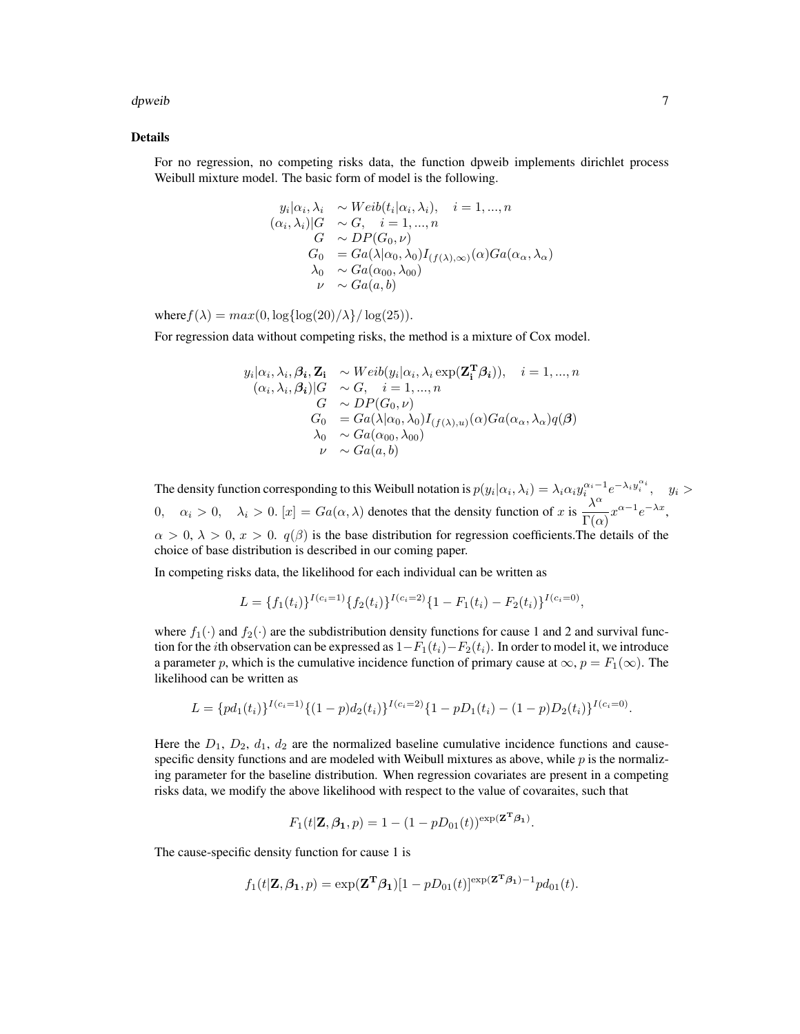### Details

For no regression, no competing risks data, the function dpweib implements dirichlet process Weibull mixture model. The basic form of model is the following.

$$
\begin{aligned}
y_i|\alpha_i, \lambda_i &\sim Weib(t_i|\alpha_i, \lambda_i), \quad i = 1, ..., n \\
(\alpha_i, \lambda_i)|G &\sim G, \quad i = 1, ..., n \\
G &\sim DP(G_0, \nu) \\
G_0 &= Ga(\lambda|\alpha_0, \lambda_0) I_{(f(\lambda),\infty)}(\alpha) Ga(\alpha_\alpha, \lambda_\alpha) \\
\lambda_0 &\sim Ga(\alpha_{00}, \lambda_{00}) \\
\nu &\sim Ga(a, b)
\end{aligned}
$$

where$f(\lambda) = max(0, \log\{\log(20)/\lambda\}/\log(25))$.

For regression data without competing risks, the method is a mixture of Cox model.

$$
\begin{aligned}
y_i|\alpha_i, \lambda_i, \boldsymbol{\beta_i}, \mathbf{Z_i} &\sim Weib(y_i|\alpha_i, \lambda_i \exp(\mathbf{Z_i^T}\boldsymbol{\beta_i})), \quad i = 1, ..., n \\
(\alpha_i, \lambda_i, \boldsymbol{\beta_i})|G &\sim G, \quad i = 1, ..., n \\
G &\sim DP(G_0, \nu) \\
G_0 &= Ga(\lambda|\alpha_0, \lambda_0) I_{(f(\lambda),u)}(\alpha) Ga(\alpha_\alpha, \lambda_\alpha) q(\boldsymbol{\beta}) \\
\lambda_0 &\sim Ga(\alpha_{00}, \lambda_{00}) \\
\nu &\sim Ga(a, b)
\end{aligned}
$$

The density function corresponding to this Weibull notation is $p(y_i|\alpha_i, \lambda_i) = \lambda_i \alpha_i y_i^{\alpha_i - 1} e^{-\lambda_i y_i^{\alpha_i}}, \quad y_i > 0, \quad \alpha_i > 0, \quad \lambda_i > 0$. $[x] = Ga(\alpha, \lambda)$ denotes that the density function of $x$ is $\frac{\lambda^\alpha}{\Gamma(\alpha)} x^{\alpha-1} e^{-\lambda x}$, $\alpha > 0$, $\lambda > 0$, $x > 0$. $q(\beta)$ is the base distribution for regression coefficients.The details of the choice of base distribution is described in our coming paper.

In competing risks data, the likelihood for each individual can be written as

$$
L = \{f_1(t_i)\}^{I(c_i=1)} \{f_2(t_i)\}^{I(c_i=2)} \{1 - F_1(t_i) - F_2(t_i)\}^{I(c_i=0)},
$$

where $f_1(\cdot)$ and $f_2(\cdot)$ are the subdistribution density functions for cause 1 and 2 and survival function for the $i$th observation can be expressed as $1 - F_1(t_i) - F_2(t_i)$. In order to model it, we introduce a parameter $p$, which is the cumulative incidence function of primary cause at $\infty$, $p = F_1(\infty)$. The likelihood can be written as

$$
L = \{pd_1(t_i)\}^{I(c_i=1)} \{(1-p)d_2(t_i)\}^{I(c_i=2)} \{1 - pD_1(t_i) - (1-p)D_2(t_i)\}^{I(c_i=0)}.
$$

Here the $D_1$, $D_2$, $d_1$, $d_2$ are the normalized baseline cumulative incidence functions and cause-specific density functions and are modeled with Weibull mixtures as above, while $p$ is the normalizing parameter for the baseline distribution. When regression covariates are present in a competing risks data, we modify the above likelihood with respect to the value of covaraites, such that

$$
F_1(t|\mathbf{Z}, \boldsymbol{\beta_1}, p) = 1 - (1 - pD_{01}(t))^{\exp(\mathbf{Z^T}\boldsymbol{\beta_1})}.
$$

The cause-specific density function for cause 1 is

$$
f_1(t|\mathbf{Z}, \boldsymbol{\beta_1}, p) = \exp(\mathbf{Z^T}\boldsymbol{\beta_1})[1 - pD_{01}(t)]^{\exp(\mathbf{Z^T}\boldsymbol{\beta_1})-1} pd_{01}(t).
$$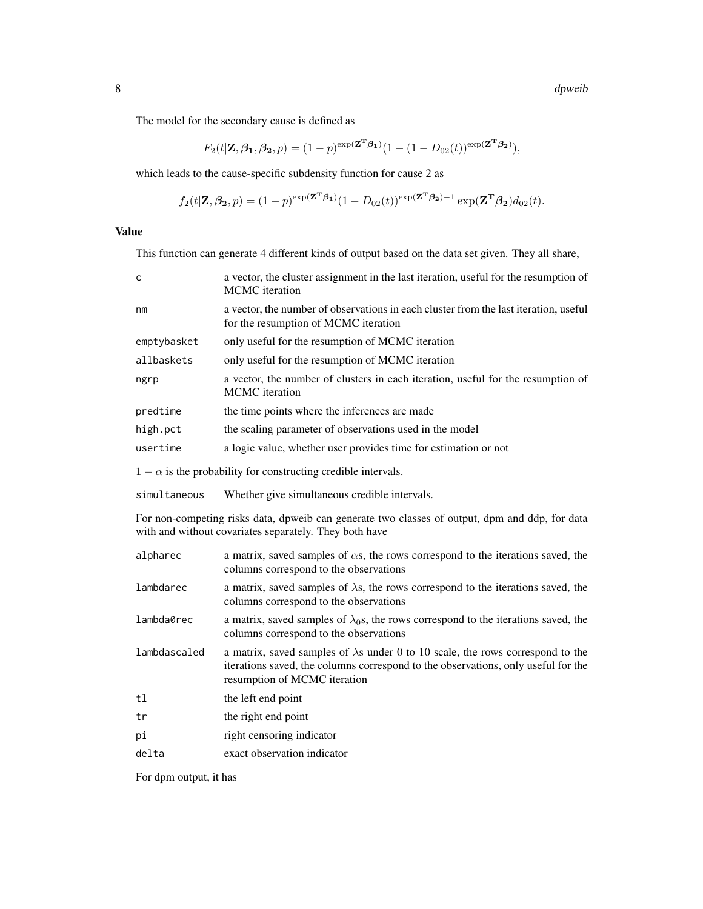The model for the secondary cause is defined as

$$F_2(t|\mathbf{Z}, \boldsymbol{\beta_1}, \boldsymbol{\beta_2}, p) = (1-p)^{\exp(\mathbf{Z^T}\boldsymbol{\beta_1})}(1 - (1 - D_{02}(t))^{\exp(\mathbf{Z^T}\boldsymbol{\beta_2})}),$$

which leads to the cause-specific subdensity function for cause 2 as

$$f_2(t|\mathbf{Z}, \boldsymbol{\beta_2}, p) = (1-p)^{\exp(\mathbf{Z^T}\boldsymbol{\beta_1})}(1 - D_{02}(t))^{\exp(\mathbf{Z^T}\boldsymbol{\beta_2})-1}\exp(\mathbf{Z^T}\boldsymbol{\beta_2})d_{02}(t).$$

## Value

This function can generate 4 different kinds of output based on the data set given. They all share,

| | |
|---|---|
| `c` | a vector, the cluster assignment in the last iteration, useful for the resumption of MCMC iteration |
| `nm` | a vector, the number of observations in each cluster from the last iteration, useful for the resumption of MCMC iteration |
| `emptybasket` | only useful for the resumption of MCMC iteration |
| `allbaskets` | only useful for the resumption of MCMC iteration |
| `ngrp` | a vector, the number of clusters in each iteration, useful for the resumption of MCMC iteration |
| `predtime` | the time points where the inferences are made |
| `high.pct` | the scaling parameter of observations used in the model |
| `usertime` | a logic value, whether user provides time for estimation or not |

$1-\alpha$ is the probability for constructing credible intervals.

| | |
|---|---|
| `simultaneous` | Whether give simultaneous credible intervals. |

For non-competing risks data, dpweib can generate two classes of output, dpm and ddp, for data with and without covariates separately. They both have

| | |
|---|---|
| `alpharec` | a matrix, saved samples of $\alpha$s, the rows correspond to the iterations saved, the columns correspond to the observations |
| `lambdarec` | a matrix, saved samples of $\lambda$s, the rows correspond to the iterations saved, the columns correspond to the observations |
| `lambda0rec` | a matrix, saved samples of $\lambda_0$s, the rows correspond to the iterations saved, the columns correspond to the observations |
| `lambdascaled` | a matrix, saved samples of $\lambda$s under 0 to 10 scale, the rows correspond to the iterations saved, the columns correspond to the observations, only useful for the resumption of MCMC iteration |
| `tl` | the left end point |
| `tr` | the right end point |
| `pi` | right censoring indicator |
| `delta` | exact observation indicator |

For dpm output, it has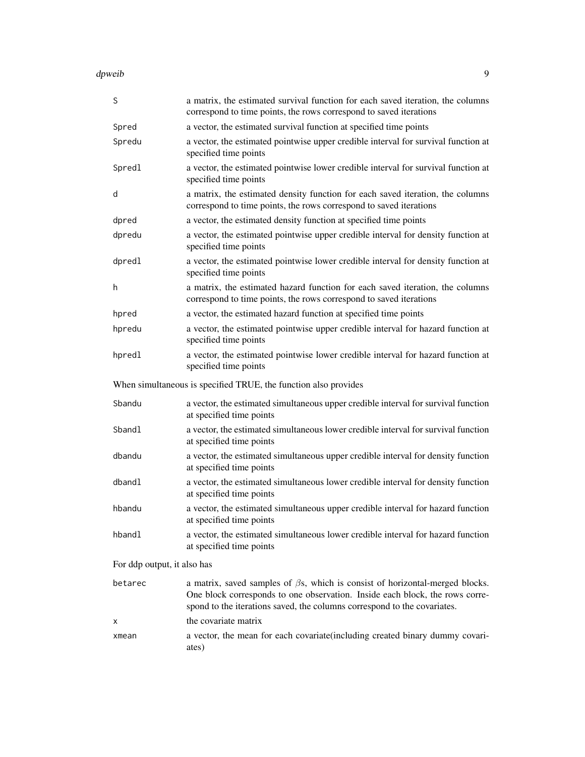| | |
|---|---|
| S | a matrix, the estimated survival function for each saved iteration, the columns correspond to time points, the rows correspond to saved iterations |
| Spred | a vector, the estimated survival function at specified time points |
| Spredu | a vector, the estimated pointwise upper credible interval for survival function at specified time points |
| Spredl | a vector, the estimated pointwise lower credible interval for survival function at specified time points |
| d | a matrix, the estimated density function for each saved iteration, the columns correspond to time points, the rows correspond to saved iterations |
| dpred | a vector, the estimated density function at specified time points |
| dpredu | a vector, the estimated pointwise upper credible interval for density function at specified time points |
| dpredl | a vector, the estimated pointwise lower credible interval for density function at specified time points |
| h | a matrix, the estimated hazard function for each saved iteration, the columns correspond to time points, the rows correspond to saved iterations |
| hpred | a vector, the estimated hazard function at specified time points |
| hpredu | a vector, the estimated pointwise upper credible interval for hazard function at specified time points |
| hpredl | a vector, the estimated pointwise lower credible interval for hazard function at specified time points |

When simultaneous is specified TRUE, the function also provides

| | |
|---|---|
| Sbandu | a vector, the estimated simultaneous upper credible interval for survival function at specified time points |
| Sbandl | a vector, the estimated simultaneous lower credible interval for survival function at specified time points |
| dbandu | a vector, the estimated simultaneous upper credible interval for density function at specified time points |
| dbandl | a vector, the estimated simultaneous lower credible interval for density function at specified time points |
| hbandu | a vector, the estimated simultaneous upper credible interval for hazard function at specified time points |
| hbandl | a vector, the estimated simultaneous lower credible interval for hazard function at specified time points |

For ddp output, it also has

| | |
|---|---|
| betarec | a matrix, saved samples of $\beta$s, which is consist of horizontal-merged blocks. One block corresponds to one observation. Inside each block, the rows correspond to the iterations saved, the columns correspond to the covariates. |
| x | the covariate matrix |
| xmean | a vector, the mean for each covariate(including created binary dummy covariates) |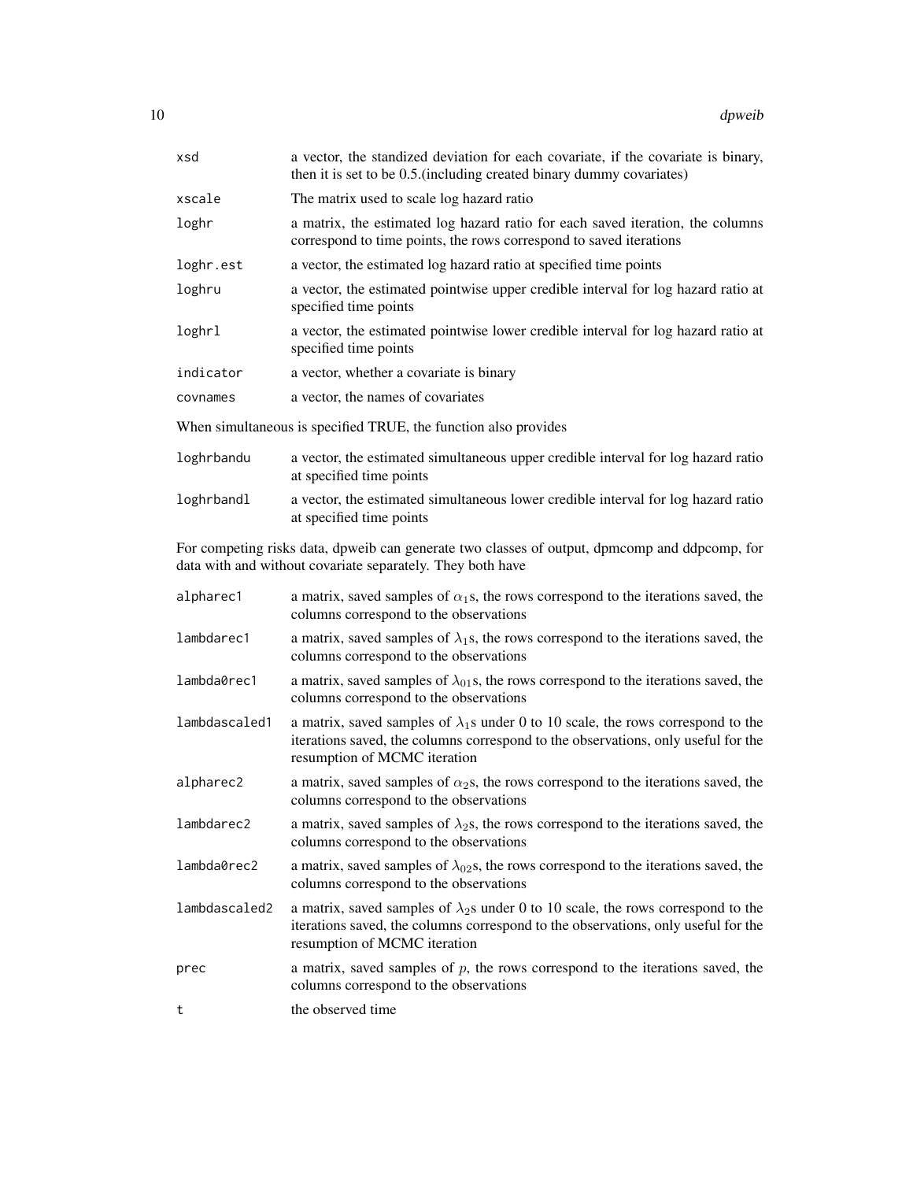| | |
|---|---|
| `xsd` | a vector, the standized deviation for each covariate, if the covariate is binary, then it is set to be 0.5.(including created binary dummy covariates) |
| `xscale` | The matrix used to scale log hazard ratio |
| `loghr` | a matrix, the estimated log hazard ratio for each saved iteration, the columns correspond to time points, the rows correspond to saved iterations |
| `loghr.est` | a vector, the estimated log hazard ratio at specified time points |
| `loghru` | a vector, the estimated pointwise upper credible interval for log hazard ratio at specified time points |
| `loghrl` | a vector, the estimated pointwise lower credible interval for log hazard ratio at specified time points |
| `indicator` | a vector, whether a covariate is binary |
| `covnames` | a vector, the names of covariates |

When simultaneous is specified TRUE, the function also provides

| | |
|---|---|
| `loghrbandu` | a vector, the estimated simultaneous upper credible interval for log hazard ratio at specified time points |
| `loghrbandl` | a vector, the estimated simultaneous lower credible interval for log hazard ratio at specified time points |

For competing risks data, dpweib can generate two classes of output, dpmcomp and ddpcomp, for data with and without covariate separately. They both have

| | |
|---|---|
| `alpharec1` | a matrix, saved samples of $\alpha_1$s, the rows correspond to the iterations saved, the columns correspond to the observations |
| `lambdarec1` | a matrix, saved samples of $\lambda_1$s, the rows correspond to the iterations saved, the columns correspond to the observations |
| `lambda0rec1` | a matrix, saved samples of $\lambda_{01}$s, the rows correspond to the iterations saved, the columns correspond to the observations |
| `lambdascaled1` | a matrix, saved samples of $\lambda_1$s under 0 to 10 scale, the rows correspond to the iterations saved, the columns correspond to the observations, only useful for the resumption of MCMC iteration |
| `alpharec2` | a matrix, saved samples of $\alpha_2$s, the rows correspond to the iterations saved, the columns correspond to the observations |
| `lambdarec2` | a matrix, saved samples of $\lambda_2$s, the rows correspond to the iterations saved, the columns correspond to the observations |
| `lambda0rec2` | a matrix, saved samples of $\lambda_{02}$s, the rows correspond to the iterations saved, the columns correspond to the observations |
| `lambdascaled2` | a matrix, saved samples of $\lambda_2$s under 0 to 10 scale, the rows correspond to the iterations saved, the columns correspond to the observations, only useful for the resumption of MCMC iteration |
| `prec` | a matrix, saved samples of $p$, the rows correspond to the iterations saved, the columns correspond to the observations |
| `t` | the observed time |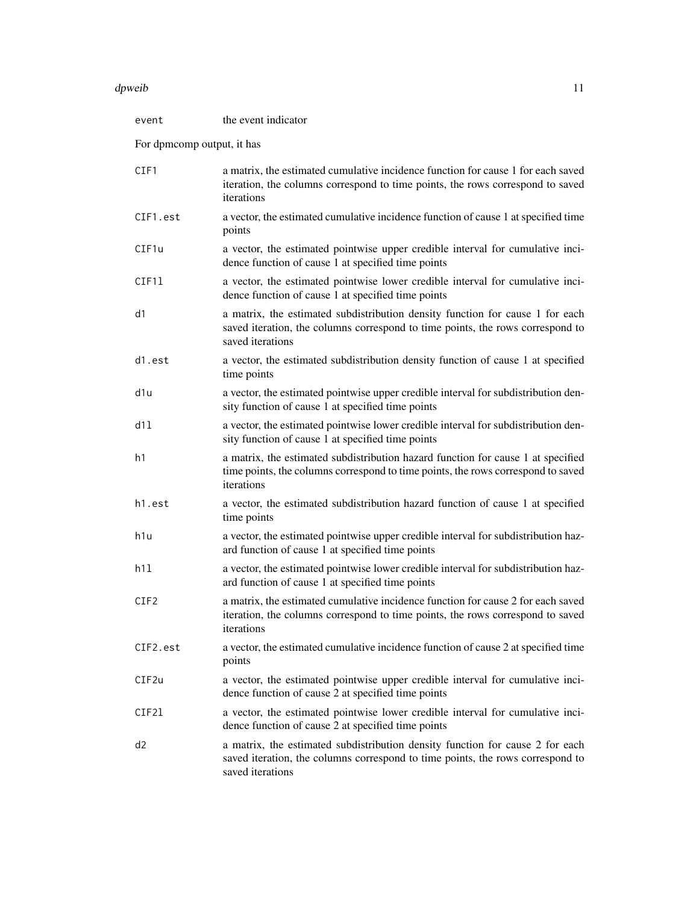| | |
|---|---|
| `event` | the event indicator |

For dpmcomp output, it has

| | |
|---|---|
| `CIF1` | a matrix, the estimated cumulative incidence function for cause 1 for each saved iteration, the columns correspond to time points, the rows correspond to saved iterations |
| `CIF1.est` | a vector, the estimated cumulative incidence function of cause 1 at specified time points |
| `CIF1u` | a vector, the estimated pointwise upper credible interval for cumulative incidence function of cause 1 at specified time points |
| `CIF1l` | a vector, the estimated pointwise lower credible interval for cumulative incidence function of cause 1 at specified time points |
| `d1` | a matrix, the estimated subdistribution density function for cause 1 for each saved iteration, the columns correspond to time points, the rows correspond to saved iterations |
| `d1.est` | a vector, the estimated subdistribution density function of cause 1 at specified time points |
| `d1u` | a vector, the estimated pointwise upper credible interval for subdistribution density function of cause 1 at specified time points |
| `d1l` | a vector, the estimated pointwise lower credible interval for subdistribution density function of cause 1 at specified time points |
| `h1` | a matrix, the estimated subdistribution hazard function for cause 1 at specified time points, the columns correspond to time points, the rows correspond to saved iterations |
| `h1.est` | a vector, the estimated subdistribution hazard function of cause 1 at specified time points |
| `h1u` | a vector, the estimated pointwise upper credible interval for subdistribution hazard function of cause 1 at specified time points |
| `h1l` | a vector, the estimated pointwise lower credible interval for subdistribution hazard function of cause 1 at specified time points |
| `CIF2` | a matrix, the estimated cumulative incidence function for cause 2 for each saved iteration, the columns correspond to time points, the rows correspond to saved iterations |
| `CIF2.est` | a vector, the estimated cumulative incidence function of cause 2 at specified time points |
| `CIF2u` | a vector, the estimated pointwise upper credible interval for cumulative incidence function of cause 2 at specified time points |
| `CIF2l` | a vector, the estimated pointwise lower credible interval for cumulative incidence function of cause 2 at specified time points |
| `d2` | a matrix, the estimated subdistribution density function for cause 2 for each saved iteration, the columns correspond to time points, the rows correspond to saved iterations |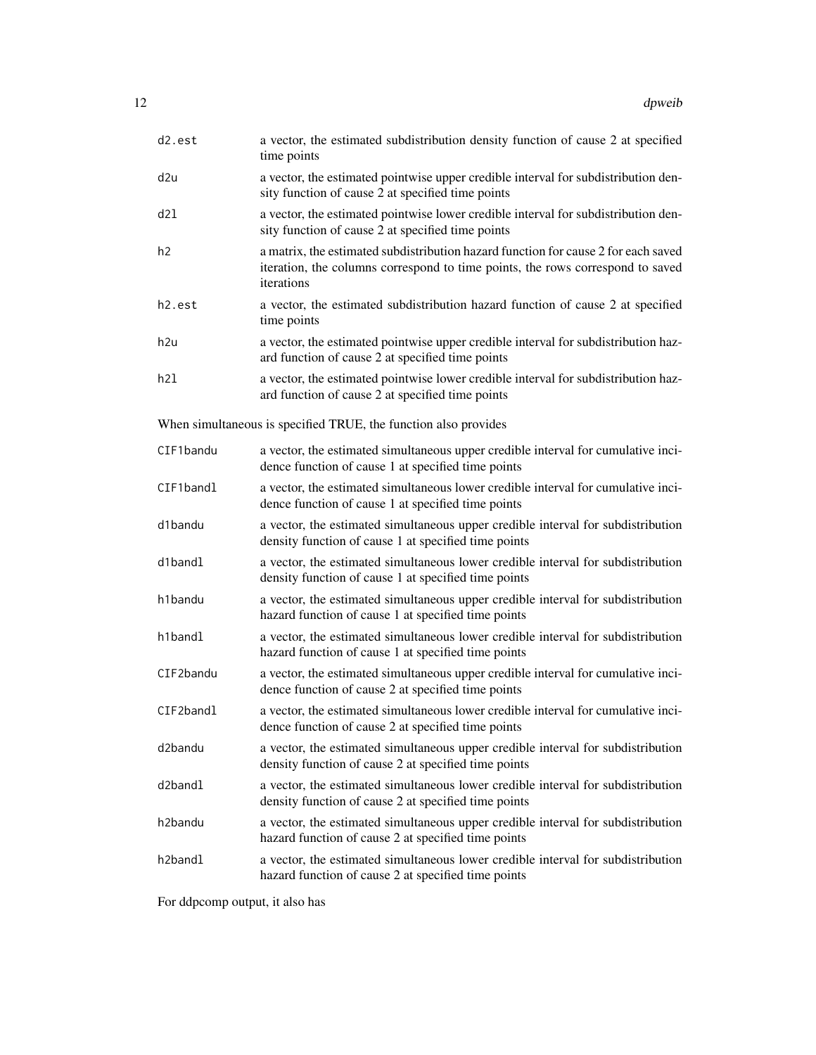`d2.est` a vector, the estimated subdistribution density function of cause 2 at specified time points

`d2u` a vector, the estimated pointwise upper credible interval for subdistribution density function of cause 2 at specified time points

`d2l` a vector, the estimated pointwise lower credible interval for subdistribution density function of cause 2 at specified time points

`h2` a matrix, the estimated subdistribution hazard function for cause 2 for each saved iteration, the columns correspond to time points, the rows correspond to saved iterations

`h2.est` a vector, the estimated subdistribution hazard function of cause 2 at specified time points

`h2u` a vector, the estimated pointwise upper credible interval for subdistribution hazard function of cause 2 at specified time points

`h2l` a vector, the estimated pointwise lower credible interval for subdistribution hazard function of cause 2 at specified time points

When simultaneous is specified TRUE, the function also provides

`CIF1bandu` a vector, the estimated simultaneous upper credible interval for cumulative incidence function of cause 1 at specified time points

`CIF1bandl` a vector, the estimated simultaneous lower credible interval for cumulative incidence function of cause 1 at specified time points

`d1bandu` a vector, the estimated simultaneous upper credible interval for subdistribution density function of cause 1 at specified time points

`d1bandl` a vector, the estimated simultaneous lower credible interval for subdistribution density function of cause 1 at specified time points

`h1bandu` a vector, the estimated simultaneous upper credible interval for subdistribution hazard function of cause 1 at specified time points

`h1bandl` a vector, the estimated simultaneous lower credible interval for subdistribution hazard function of cause 1 at specified time points

`CIF2bandu` a vector, the estimated simultaneous upper credible interval for cumulative incidence function of cause 2 at specified time points

`CIF2bandl` a vector, the estimated simultaneous lower credible interval for cumulative incidence function of cause 2 at specified time points

`d2bandu` a vector, the estimated simultaneous upper credible interval for subdistribution density function of cause 2 at specified time points

`d2bandl` a vector, the estimated simultaneous lower credible interval for subdistribution density function of cause 2 at specified time points

`h2bandu` a vector, the estimated simultaneous upper credible interval for subdistribution hazard function of cause 2 at specified time points

`h2bandl` a vector, the estimated simultaneous lower credible interval for subdistribution hazard function of cause 2 at specified time points

For ddpcomp output, it also has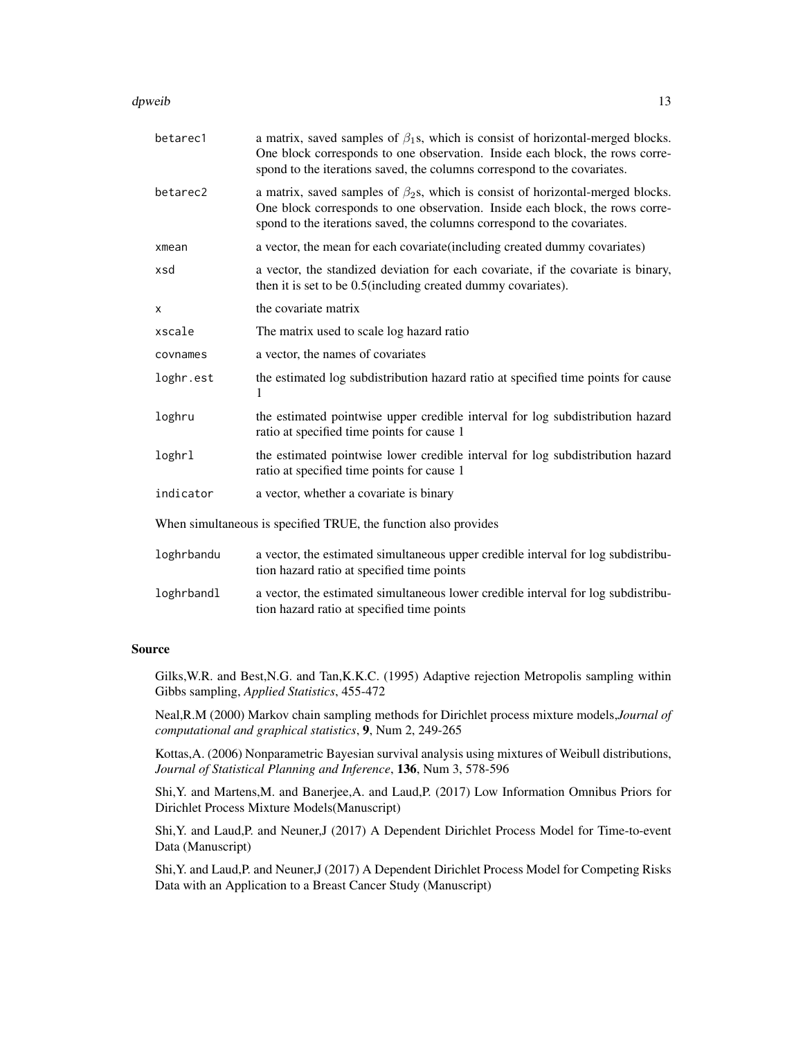| | |
|---|---|
| betarec1 | a matrix, saved samples of $\beta_1$s, which is consist of horizontal-merged blocks. One block corresponds to one observation. Inside each block, the rows correspond to the iterations saved, the columns correspond to the covariates. |
| betarec2 | a matrix, saved samples of $\beta_2$s, which is consist of horizontal-merged blocks. One block corresponds to one observation. Inside each block, the rows correspond to the iterations saved, the columns correspond to the covariates. |
| xmean | a vector, the mean for each covariate(including created dummy covariates) |
| xsd | a vector, the standized deviation for each covariate, if the covariate is binary, then it is set to be 0.5(including created dummy covariates). |
| x | the covariate matrix |
| xscale | The matrix used to scale log hazard ratio |
| covnames | a vector, the names of covariates |
| loghr.est | the estimated log subdistribution hazard ratio at specified time points for cause 1 |
| loghru | the estimated pointwise upper credible interval for log subdistribution hazard ratio at specified time points for cause 1 |
| loghrl | the estimated pointwise lower credible interval for log subdistribution hazard ratio at specified time points for cause 1 |
| indicator | a vector, whether a covariate is binary |

When simultaneous is specified TRUE, the function also provides

| | |
|---|---|
| loghrbandu | a vector, the estimated simultaneous upper credible interval for log subdistribution hazard ratio at specified time points |
| loghrbandl | a vector, the estimated simultaneous lower credible interval for log subdistribution hazard ratio at specified time points |

## Source

Gilks,W.R. and Best,N.G. and Tan,K.K.C. (1995) Adaptive rejection Metropolis sampling within Gibbs sampling, *Applied Statistics*, 455-472

Neal,R.M (2000) Markov chain sampling methods for Dirichlet process mixture models,*Journal of computational and graphical statistics*, **9**, Num 2, 249-265

Kottas,A. (2006) Nonparametric Bayesian survival analysis using mixtures of Weibull distributions, *Journal of Statistical Planning and Inference*, **136**, Num 3, 578-596

Shi,Y. and Martens,M. and Banerjee,A. and Laud,P. (2017) Low Information Omnibus Priors for Dirichlet Process Mixture Models(Manuscript)

Shi,Y. and Laud,P. and Neuner,J (2017) A Dependent Dirichlet Process Model for Time-to-event Data (Manuscript)

Shi,Y. and Laud,P. and Neuner,J (2017) A Dependent Dirichlet Process Model for Competing Risks Data with an Application to a Breast Cancer Study (Manuscript)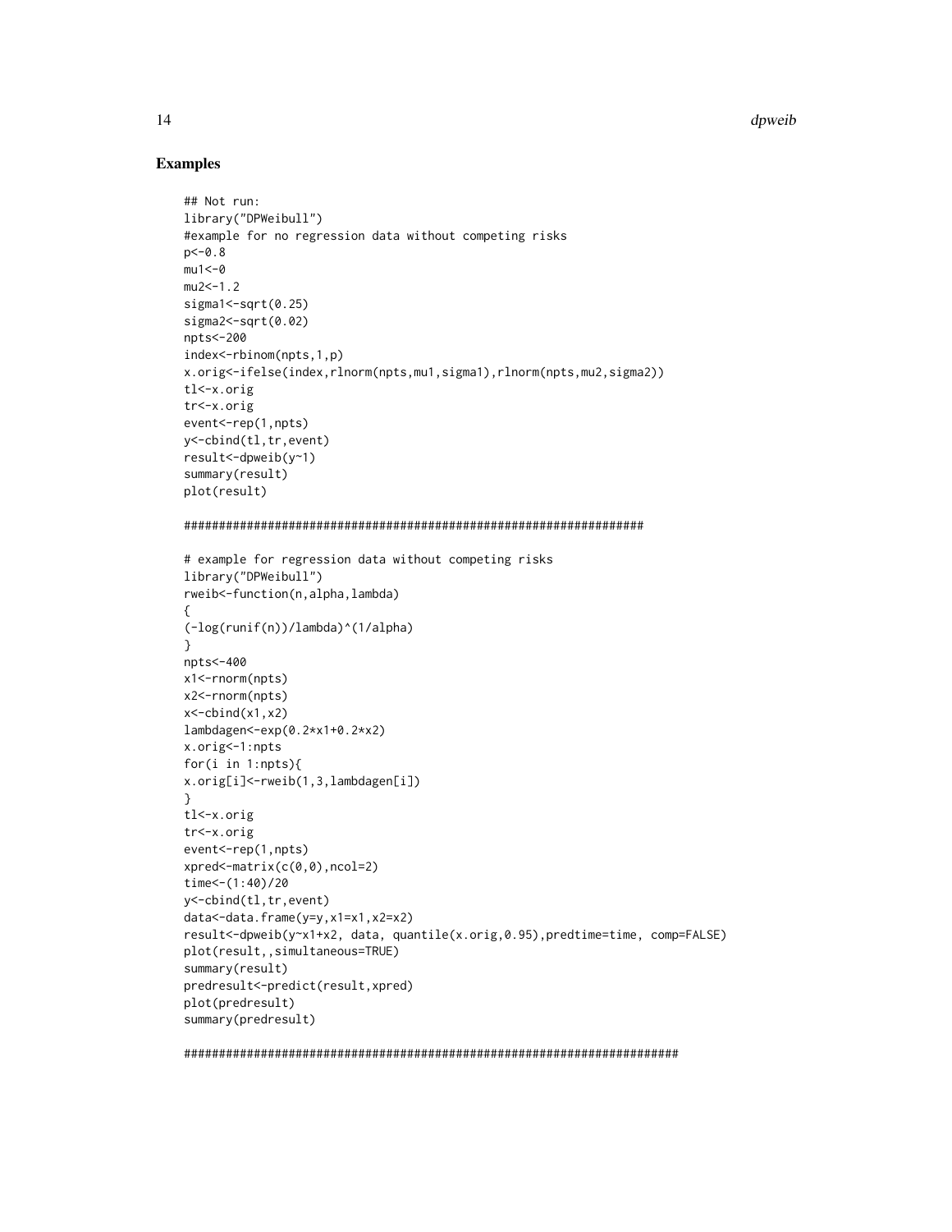## Examples

```
## Not run:
library("DPWeibull")
#example for no regression data without competing risks
p<-0.8
mu1<-0
mu2<-1.2
sigma1<-sqrt(0.25)
sigma2<-sqrt(0.02)
npts<-200
index<-rbinom(npts,1,p)
x.orig<-ifelse(index,rlnorm(npts,mu1,sigma1),rlnorm(npts,mu2,sigma2))
tl<-x.orig
tr<-x.orig
event<-rep(1,npts)
y<-cbind(tl,tr,event)
result<-dpweib(y~1)
summary(result)
plot(result)

##################################################################

# example for regression data without competing risks
library("DPWeibull")
rweib<-function(n,alpha,lambda)
{
(-log(runif(n))/lambda)^(1/alpha)
}
npts<-400
x1<-rnorm(npts)
x2<-rnorm(npts)
x<-cbind(x1,x2)
lambdagen<-exp(0.2*x1+0.2*x2)
x.orig<-1:npts
for(i in 1:npts){
x.orig[i]<-rweib(1,3,lambdagen[i])
}
tl<-x.orig
tr<-x.orig
event<-rep(1,npts)
xpred<-matrix(c(0,0),ncol=2)
time<-(1:40)/20
y<-cbind(tl,tr,event)
data<-data.frame(y=y,x1=x1,x2=x2)
result<-dpweib(y~x1+x2, data, quantile(x.orig,0.95),predtime=time, comp=FALSE)
plot(result,,simultaneous=TRUE)
summary(result)
predresult<-predict(result,xpred)
plot(predresult)
summary(predresult)

#######################################################################
```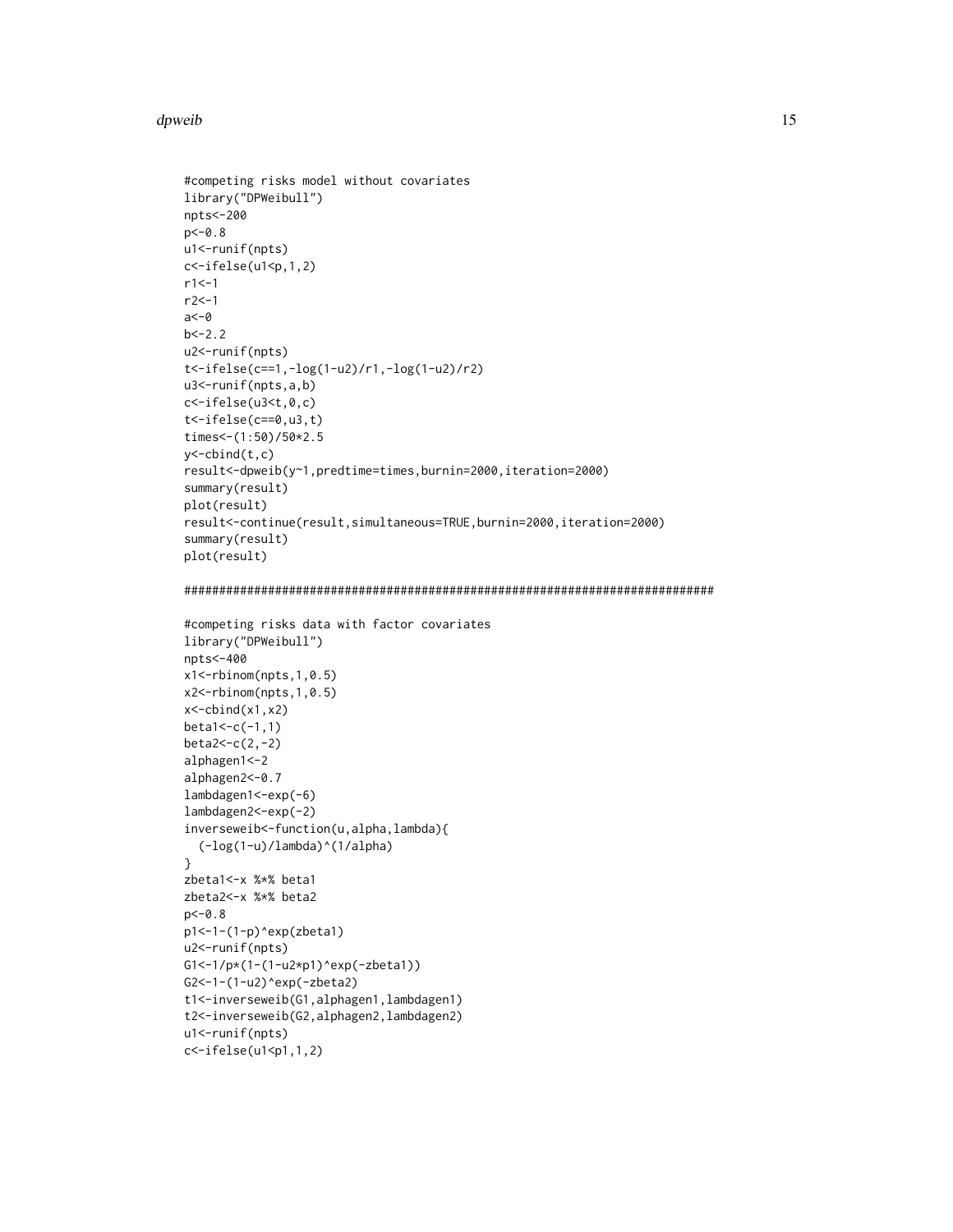```
#competing risks model without covariates
library("DPWeibull")
npts<-200
p<-0.8
u1<-runif(npts)
c<-ifelse(u1<p,1,2)
r1<-1
r2<-1
a<-0
b<-2.2
u2<-runif(npts)
t<-ifelse(c==1,-log(1-u2)/r1,-log(1-u2)/r2)
u3<-runif(npts,a,b)
c<-ifelse(u3<t,0,c)
t<-ifelse(c==0,u3,t)
times<-(1:50)/50*2.5
y<-cbind(t,c)
result<-dpweib(y~1,predtime=times,burnin=2000,iteration=2000)
summary(result)
plot(result)
result<-continue(result,simultaneous=TRUE,burnin=2000,iteration=2000)
summary(result)
plot(result)

############################################################################

#competing risks data with factor covariates
library("DPWeibull")
npts<-400
x1<-rbinom(npts,1,0.5)
x2<-rbinom(npts,1,0.5)
x<-cbind(x1,x2)
beta1<-c(-1,1)
beta2<-c(2,-2)
alphagen1<-2
alphagen2<-0.7
lambdagen1<-exp(-6)
lambdagen2<-exp(-2)
inverseweib<-function(u,alpha,lambda){
  (-log(1-u)/lambda)^(1/alpha)
}
zbeta1<-x %*% beta1
zbeta2<-x %*% beta2
p<-0.8
p1<-1-(1-p)^exp(zbeta1)
u2<-runif(npts)
G1<-1/p*(1-(1-u2*p1)^exp(-zbeta1))
G2<-1-(1-u2)^exp(-zbeta2)
t1<-inverseweib(G1,alphagen1,lambdagen1)
t2<-inverseweib(G2,alphagen2,lambdagen2)
u1<-runif(npts)
c<-ifelse(u1<p1,1,2)
```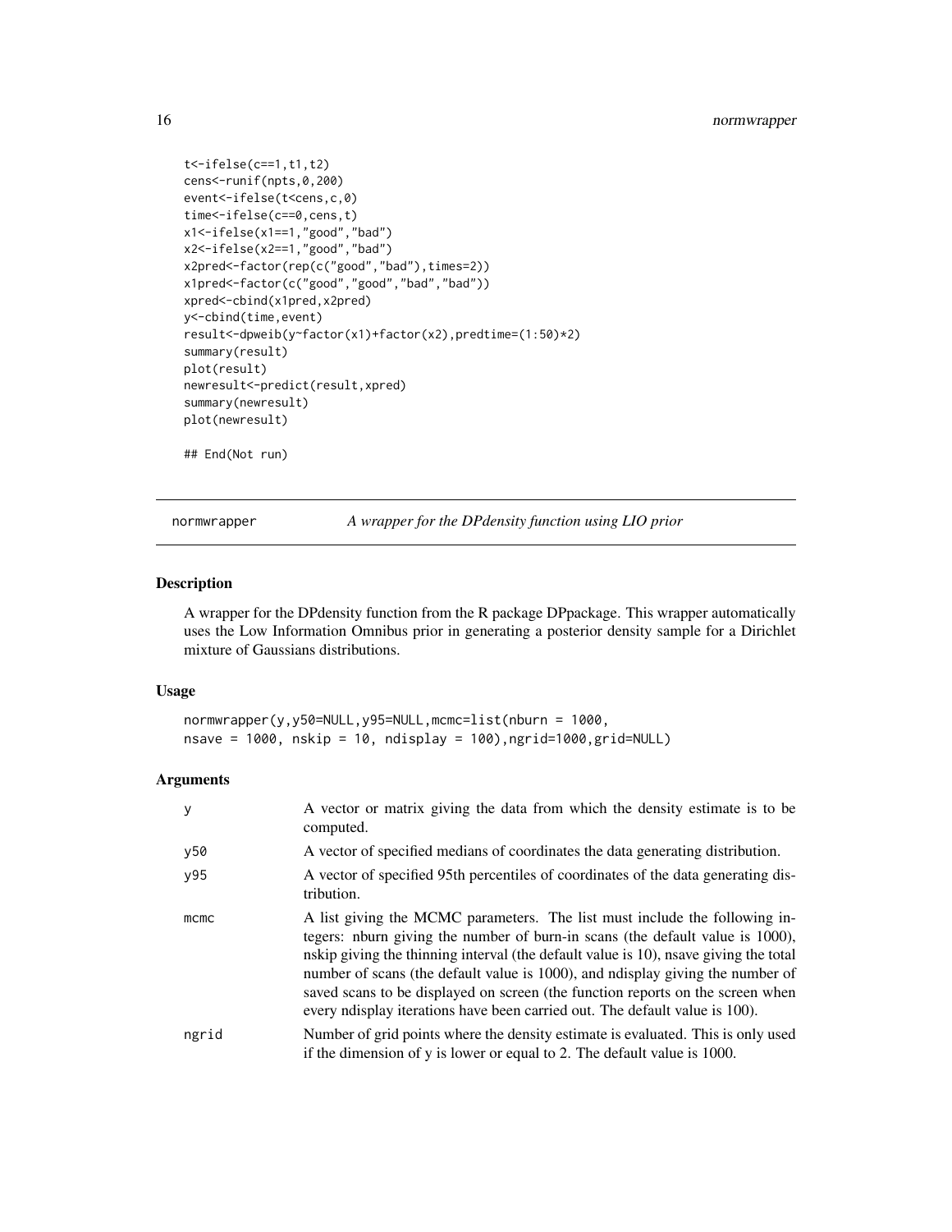```
t<-ifelse(c==1,t1,t2)
cens<-runif(npts,0,200)
event<-ifelse(t<cens,c,0)
time<-ifelse(c==0,cens,t)
x1<-ifelse(x1==1,"good","bad")
x2<-ifelse(x2==1,"good","bad")
x2pred<-factor(rep(c("good","bad"),times=2))
x1pred<-factor(c("good","good","bad","bad"))
xpred<-cbind(x1pred,x2pred)
y<-cbind(time,event)
result<-dpweib(y~factor(x1)+factor(x2),predtime=(1:50)*2)
summary(result)
plot(result)
newresult<-predict(result,xpred)
summary(newresult)
plot(newresult)

## End(Not run)
```

---

## normwrapper — *A wrapper for the DPdensity function using LIO prior*

### Description

A wrapper for the DPdensity function from the R package DPpackage. This wrapper automatically uses the Low Information Omnibus prior in generating a posterior density sample for a Dirichlet mixture of Gaussians distributions.

### Usage

```
normwrapper(y,y50=NULL,y95=NULL,mcmc=list(nburn = 1000,
nsave = 1000, nskip = 10, ndisplay = 100),ngrid=1000,grid=NULL)
```

### Arguments

| | |
|---|---|
| y | A vector or matrix giving the data from which the density estimate is to be computed. |
| y50 | A vector of specified medians of coordinates the data generating distribution. |
| y95 | A vector of specified 95th percentiles of coordinates of the data generating distribution. |
| mcmc | A list giving the MCMC parameters. The list must include the following integers: nburn giving the number of burn-in scans (the default value is 1000), nskip giving the thinning interval (the default value is 10), nsave giving the total number of scans (the default value is 1000), and ndisplay giving the number of saved scans to be displayed on screen (the function reports on the screen when every ndisplay iterations have been carried out. The default value is 100). |
| ngrid | Number of grid points where the density estimate is evaluated. This is only used if the dimension of y is lower or equal to 2. The default value is 1000. |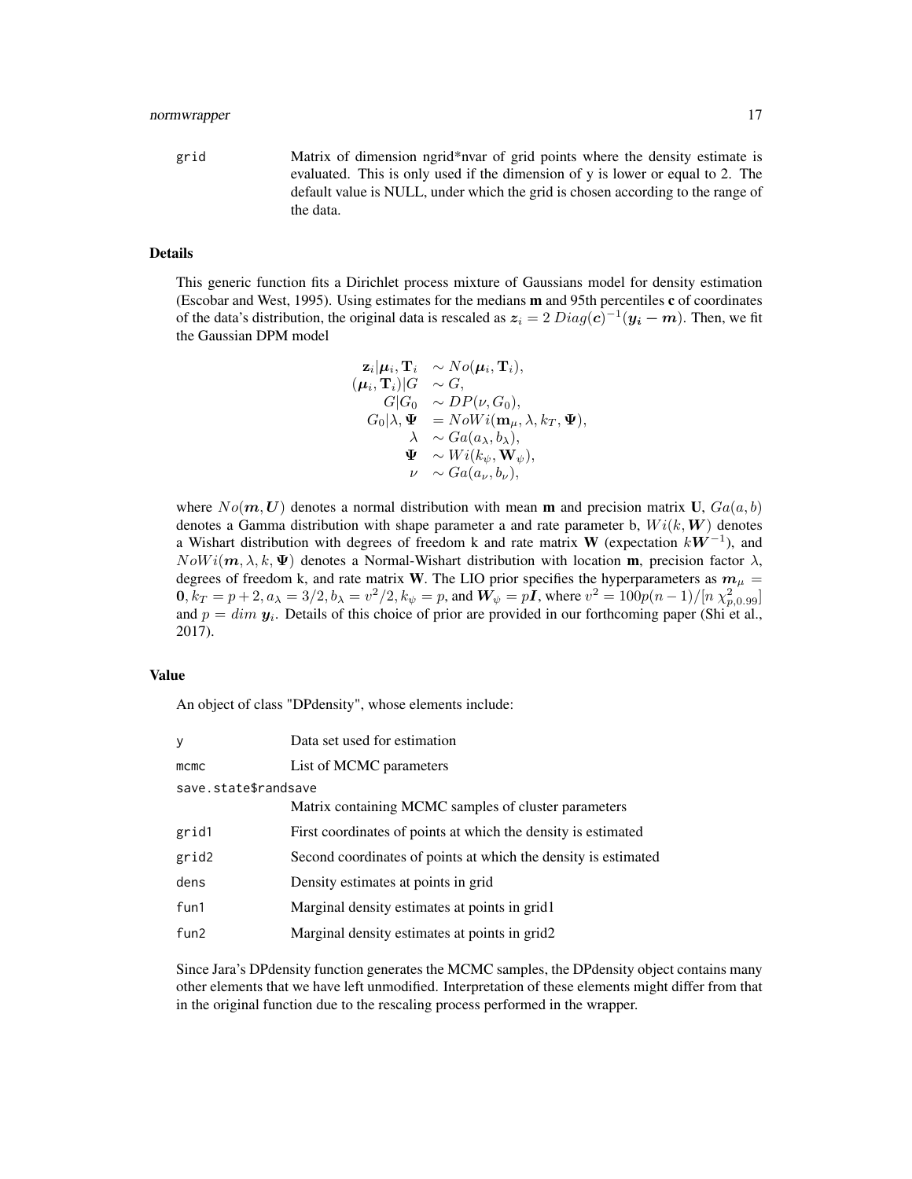| | |
|---|---|
| grid | Matrix of dimension ngrid*nvar of grid points where the density estimate is evaluated. This is only used if the dimension of y is lower or equal to 2. The default value is NULL, under which the grid is chosen according to the range of the data. |

## Details

This generic function fits a Dirichlet process mixture of Gaussians model for density estimation (Escobar and West, 1995). Using estimates for the medians **m** and 95th percentiles **c** of coordinates of the data's distribution, the original data is rescaled as $\boldsymbol{z}_i = 2\ Diag(\boldsymbol{c})^{-1}(\boldsymbol{y_i} - \boldsymbol{m})$. Then, we fit the Gaussian DPM model

$$
\begin{aligned}
\mathbf{z}_i|\boldsymbol{\mu}_i, \mathbf{T}_i &\sim No(\boldsymbol{\mu}_i, \mathbf{T}_i), \\
(\boldsymbol{\mu}_i, \mathbf{T}_i)|G &\sim G, \\
G|G_0 &\sim DP(\nu, G_0), \\
G_0|\lambda, \boldsymbol{\Psi} &= NoWi(\mathbf{m}_\mu, \lambda, k_T, \boldsymbol{\Psi}), \\
\lambda &\sim Ga(a_\lambda, b_\lambda), \\
\boldsymbol{\Psi} &\sim Wi(k_\psi, \mathbf{W}_\psi), \\
\nu &\sim Ga(a_\nu, b_\nu),
\end{aligned}
$$

where $No(\boldsymbol{m}, \boldsymbol{U})$ denotes a normal distribution with mean **m** and precision matrix **U**, $Ga(a, b)$ denotes a Gamma distribution with shape parameter a and rate parameter b, $Wi(k, \boldsymbol{W})$ denotes a Wishart distribution with degrees of freedom k and rate matrix **W** (expectation $k\boldsymbol{W}^{-1}$), and $NoWi(\boldsymbol{m}, \lambda, k, \boldsymbol{\Psi})$ denotes a Normal-Wishart distribution with location **m**, precision factor $\lambda$, degrees of freedom k, and rate matrix **W**. The LIO prior specifies the hyperparameters as $\boldsymbol{m}_\mu = \boldsymbol{0}, k_T = p + 2, a_\lambda = 3/2, b_\lambda = v^2/2, k_\psi = p$, and $\boldsymbol{W}_\psi = p\boldsymbol{I}$, where $v^2 = 100p(n-1)/[n\ \chi^2_{p,0.99}]$ and $p = dim\ \boldsymbol{y}_i$. Details of this choice of prior are provided in our forthcoming paper (Shi et al., 2017).

## Value

An object of class "DPdensity", whose elements include:

| | |
|---|---|
| y | Data set used for estimation |
| mcmc | List of MCMC parameters |
| save.state$randsave | Matrix containing MCMC samples of cluster parameters |
| grid1 | First coordinates of points at which the density is estimated |
| grid2 | Second coordinates of points at which the density is estimated |
| dens | Density estimates at points in grid |
| fun1 | Marginal density estimates at points in grid1 |
| fun2 | Marginal density estimates at points in grid2 |

Since Jara's DPdensity function generates the MCMC samples, the DPdensity object contains many other elements that we have left unmodified. Interpretation of these elements might differ from that in the original function due to the rescaling process performed in the wrapper.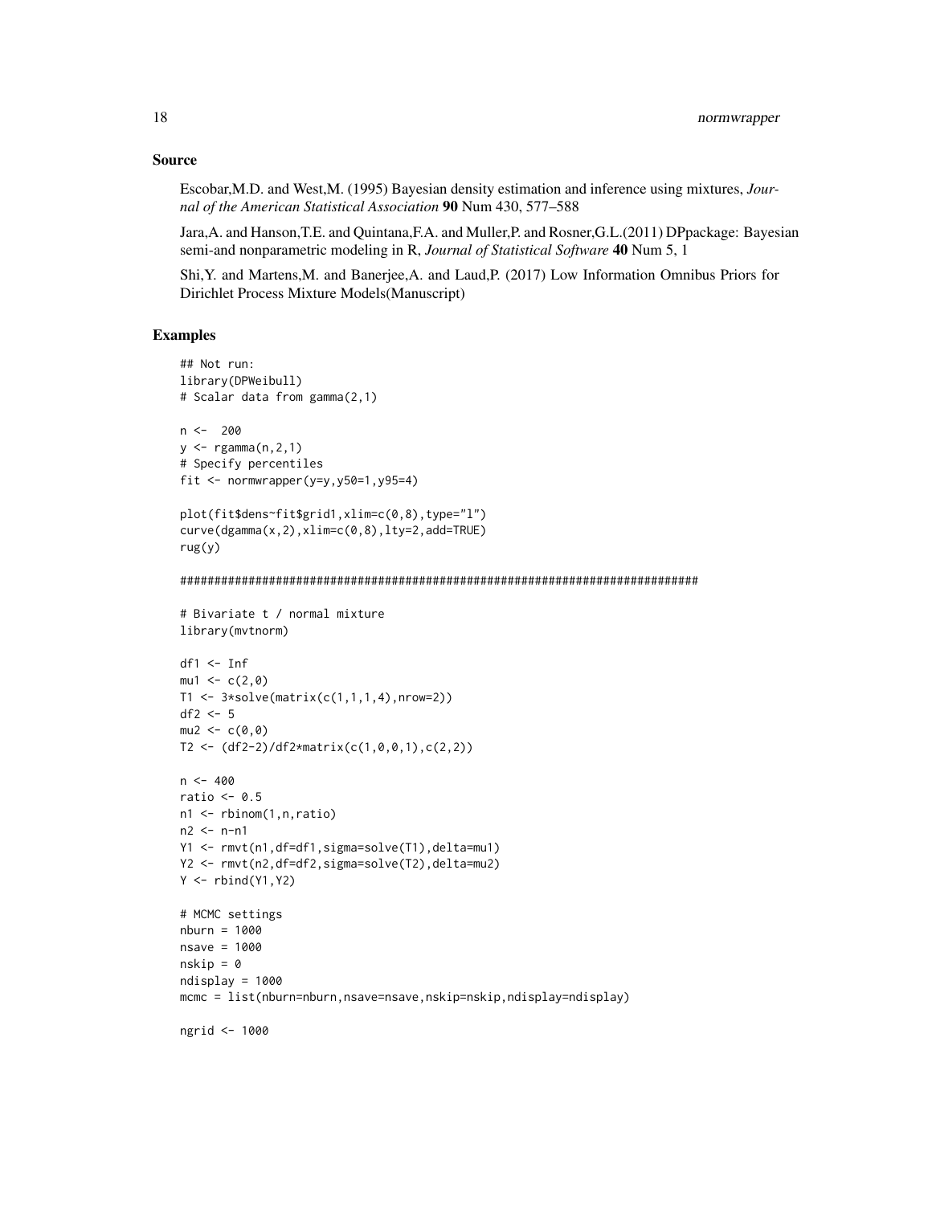## Source

Escobar,M.D. and West,M. (1995) Bayesian density estimation and inference using mixtures, *Journal of the American Statistical Association* **90** Num 430, 577–588

Jara,A. and Hanson,T.E. and Quintana,F.A. and Muller,P. and Rosner,G.L.(2011) DPpackage: Bayesian semi-and nonparametric modeling in R, *Journal of Statistical Software* **40** Num 5, 1

Shi,Y. and Martens,M. and Banerjee,A. and Laud,P. (2017) Low Information Omnibus Priors for Dirichlet Process Mixture Models(Manuscript)

## Examples

```
## Not run:
library(DPWeibull)
# Scalar data from gamma(2,1)

n <-  200
y <- rgamma(n,2,1)
# Specify percentiles
fit <- normwrapper(y=y,y50=1,y95=4)

plot(fit$dens~fit$grid1,xlim=c(0,8),type="l")
curve(dgamma(x,2),xlim=c(0,8),lty=2,add=TRUE)
rug(y)

###########################################################################

# Bivariate t / normal mixture
library(mvtnorm)

df1 <- Inf
mu1 <- c(2,0)
T1 <- 3*solve(matrix(c(1,1,1,4),nrow=2))
df2 <- 5
mu2 <- c(0,0)
T2 <- (df2-2)/df2*matrix(c(1,0,0,1),c(2,2))

n <- 400
ratio <- 0.5
n1 <- rbinom(1,n,ratio)
n2 <- n-n1
Y1 <- rmvt(n1,df=df1,sigma=solve(T1),delta=mu1)
Y2 <- rmvt(n2,df=df2,sigma=solve(T2),delta=mu2)
Y <- rbind(Y1,Y2)

# MCMC settings
nburn = 1000
nsave = 1000
nskip = 0
ndisplay = 1000
mcmc = list(nburn=nburn,nsave=nsave,nskip=nskip,ndisplay=ndisplay)

ngrid <- 1000
```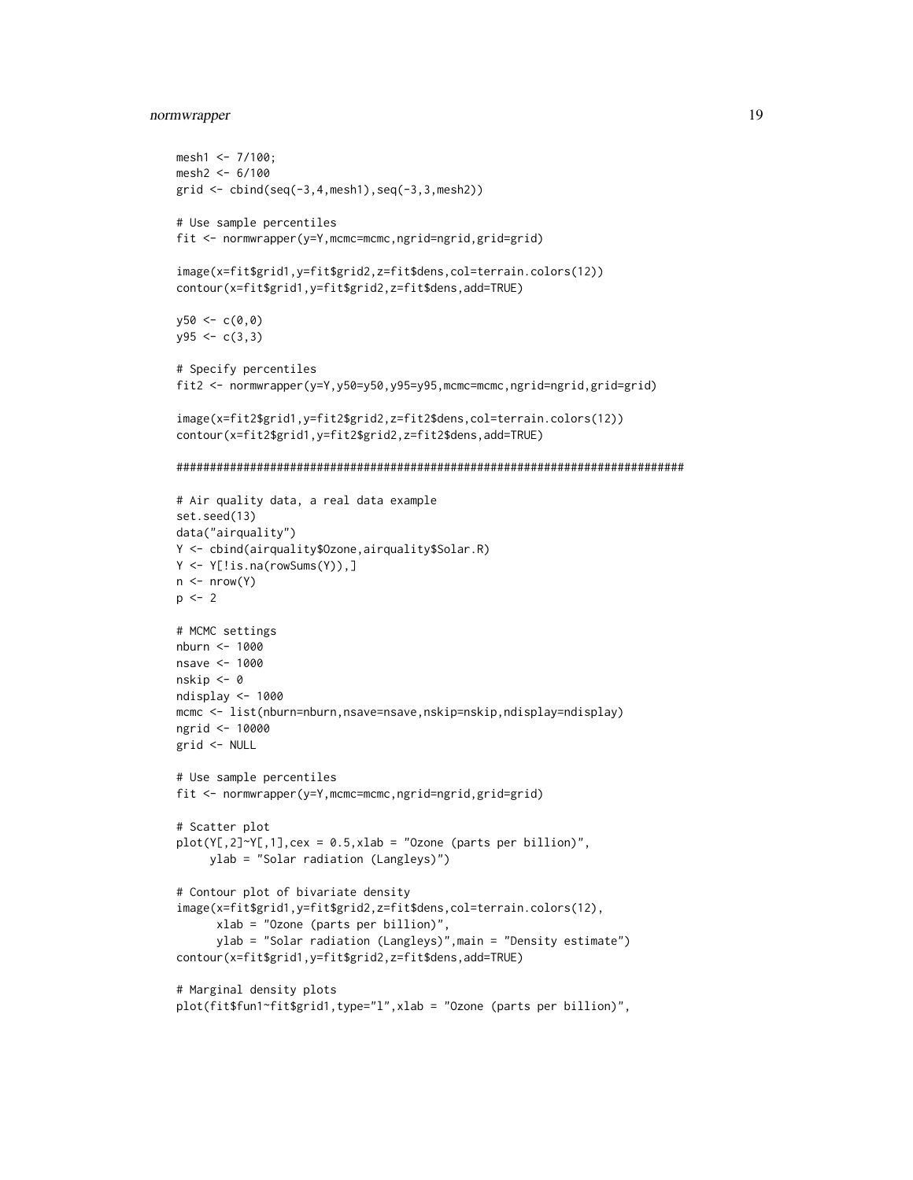```
mesh1 <- 7/100;
mesh2 <- 6/100
grid <- cbind(seq(-3,4,mesh1),seq(-3,3,mesh2))

# Use sample percentiles
fit <- normwrapper(y=Y,mcmc=mcmc,ngrid=ngrid,grid=grid)

image(x=fit$grid1,y=fit$grid2,z=fit$dens,col=terrain.colors(12))
contour(x=fit$grid1,y=fit$grid2,z=fit$dens,add=TRUE)

y50 <- c(0,0)
y95 <- c(3,3)

# Specify percentiles
fit2 <- normwrapper(y=Y,y50=y50,y95=y95,mcmc=mcmc,ngrid=ngrid,grid=grid)

image(x=fit2$grid1,y=fit2$grid2,z=fit2$dens,col=terrain.colors(12))
contour(x=fit2$grid1,y=fit2$grid2,z=fit2$dens,add=TRUE)

###############################################################################

# Air quality data, a real data example
set.seed(13)
data("airquality")
Y <- cbind(airquality$Ozone,airquality$Solar.R)
Y <- Y[!is.na(rowSums(Y)),]
n <- nrow(Y)
p <- 2

# MCMC settings
nburn <- 1000
nsave <- 1000
nskip <- 0
ndisplay <- 1000
mcmc <- list(nburn=nburn,nsave=nsave,nskip=nskip,ndisplay=ndisplay)
ngrid <- 10000
grid <- NULL

# Use sample percentiles
fit <- normwrapper(y=Y,mcmc=mcmc,ngrid=ngrid,grid=grid)

# Scatter plot
plot(Y[,2]~Y[,1],cex = 0.5,xlab = "Ozone (parts per billion)",
     ylab = "Solar radiation (Langleys)")

# Contour plot of bivariate density
image(x=fit$grid1,y=fit$grid2,z=fit$dens,col=terrain.colors(12),
      xlab = "Ozone (parts per billion)",
      ylab = "Solar radiation (Langleys)",main = "Density estimate")
contour(x=fit$grid1,y=fit$grid2,z=fit$dens,add=TRUE)

# Marginal density plots
plot(fit$fun1~fit$grid1,type="l",xlab = "Ozone (parts per billion)",
```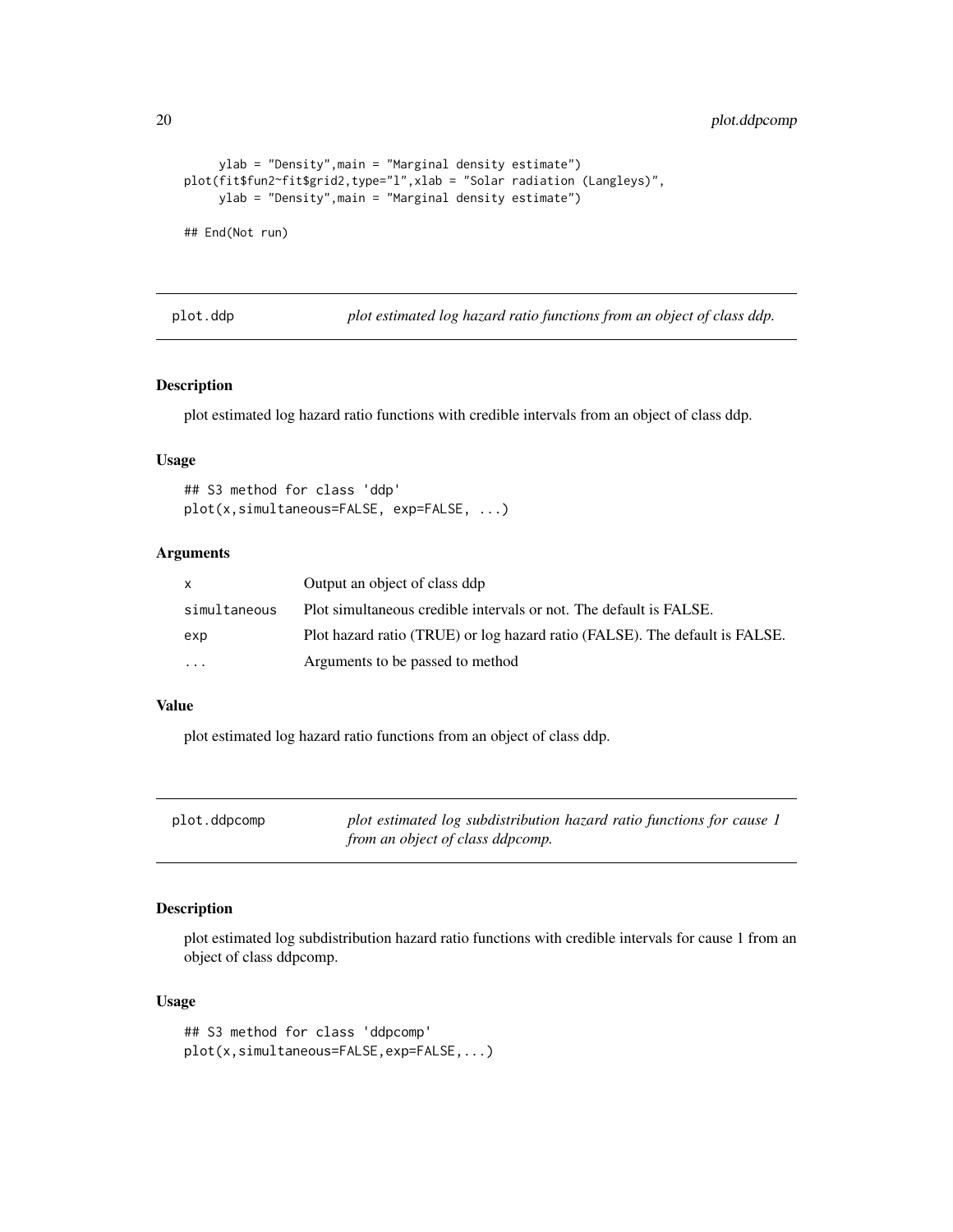```
     ylab = "Density",main = "Marginal density estimate")
plot(fit$fun2~fit$grid2,type="l",xlab = "Solar radiation (Langleys)",
     ylab = "Density",main = "Marginal density estimate")

## End(Not run)
```

## plot.ddp — *plot estimated log hazard ratio functions from an object of class ddp.*

### Description

plot estimated log hazard ratio functions with credible intervals from an object of class ddp.

### Usage

```
## S3 method for class 'ddp'
plot(x,simultaneous=FALSE, exp=FALSE, ...)
```

### Arguments

| | |
|---|---|
| x | Output an object of class ddp |
| simultaneous | Plot simultaneous credible intervals or not. The default is FALSE. |
| exp | Plot hazard ratio (TRUE) or log hazard ratio (FALSE). The default is FALSE. |
| ... | Arguments to be passed to method |

### Value

plot estimated log hazard ratio functions from an object of class ddp.

## plot.ddpcomp — *plot estimated log subdistribution hazard ratio functions for cause 1 from an object of class ddpcomp.*

### Description

plot estimated log subdistribution hazard ratio functions with credible intervals for cause 1 from an object of class ddpcomp.

### Usage

```
## S3 method for class 'ddpcomp'
plot(x,simultaneous=FALSE,exp=FALSE,...)
```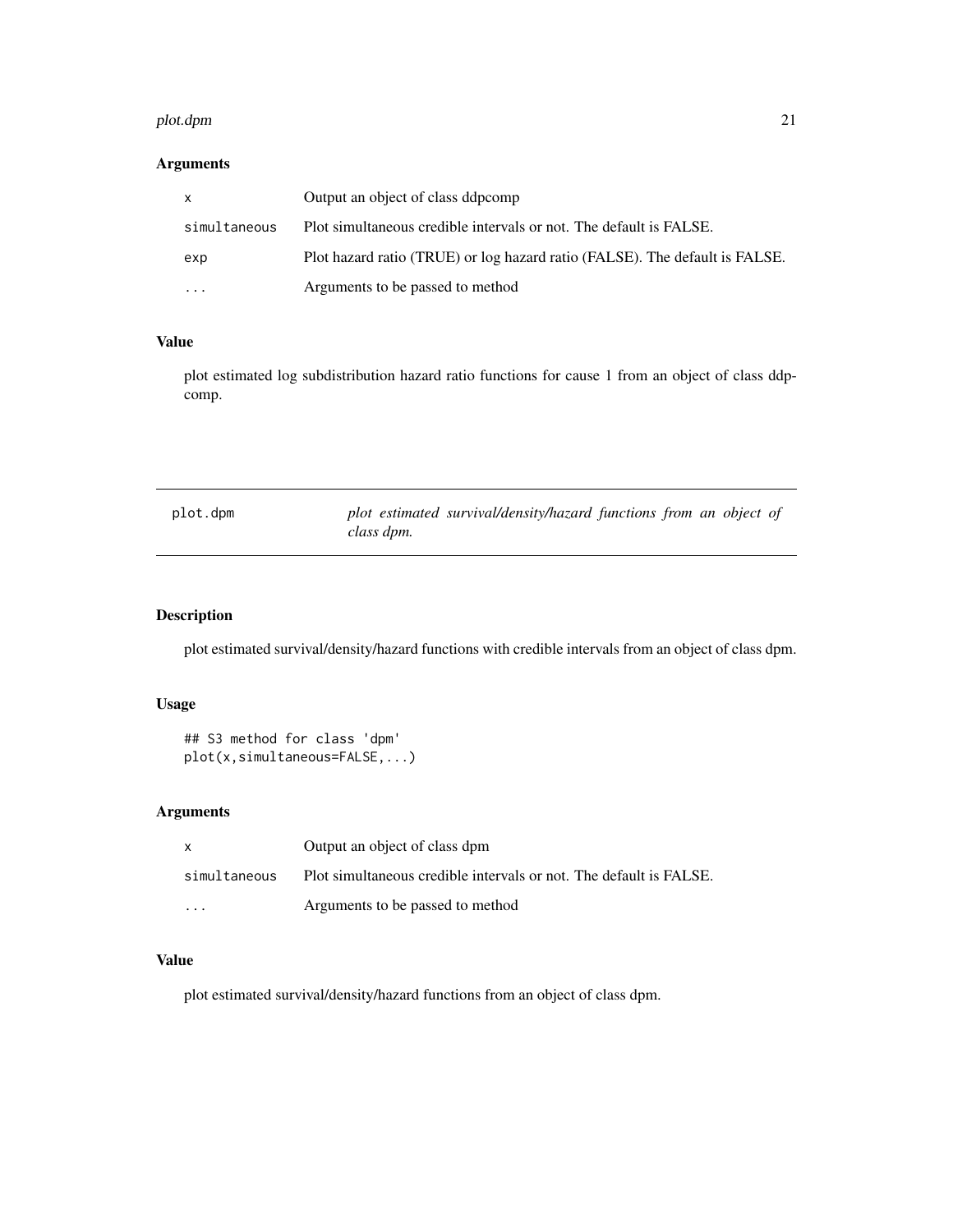### Arguments

| | |
|---|---|
| x | Output an object of class ddpcomp |
| simultaneous | Plot simultaneous credible intervals or not. The default is FALSE. |
| exp | Plot hazard ratio (TRUE) or log hazard ratio (FALSE). The default is FALSE. |
| ... | Arguments to be passed to method |

### Value

plot estimated log subdistribution hazard ratio functions for cause 1 from an object of class ddpcomp.

---

## plot.dpm

*plot estimated survival/density/hazard functions from an object of class dpm.*

---

### Description

plot estimated survival/density/hazard functions with credible intervals from an object of class dpm.

### Usage

```
## S3 method for class 'dpm'
plot(x,simultaneous=FALSE,...)
```

### Arguments

| | |
|---|---|
| x | Output an object of class dpm |
| simultaneous | Plot simultaneous credible intervals or not. The default is FALSE. |
| ... | Arguments to be passed to method |

### Value

plot estimated survival/density/hazard functions from an object of class dpm.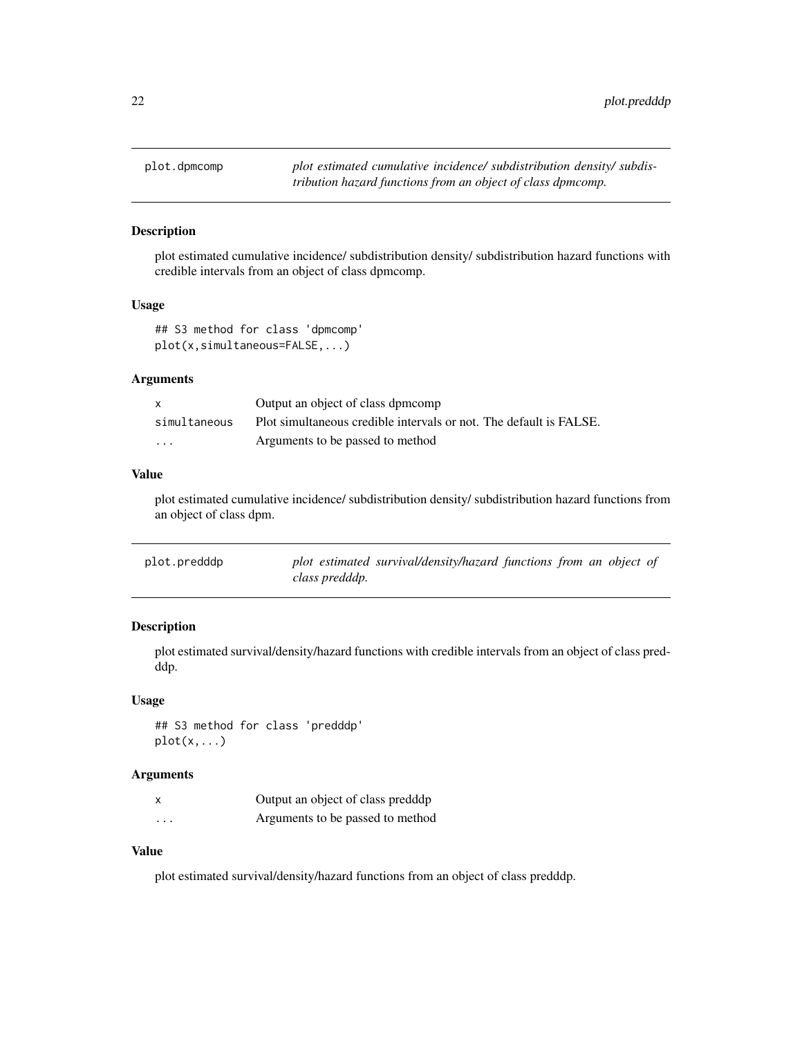## plot.dpmcomp

*plot estimated cumulative incidence/ subdistribution density/ subdistribution hazard functions from an object of class dpmcomp.*

### Description

plot estimated cumulative incidence/ subdistribution density/ subdistribution hazard functions with credible intervals from an object of class dpmcomp.

### Usage

```
## S3 method for class 'dpmcomp'
plot(x,simultaneous=FALSE,...)
```

### Arguments

| | |
|---|---|
| x | Output an object of class dpmcomp |
| simultaneous | Plot simultaneous credible intervals or not. The default is FALSE. |
| ... | Arguments to be passed to method |

### Value

plot estimated cumulative incidence/ subdistribution density/ subdistribution hazard functions from an object of class dpm.

## plot.predddp

*plot estimated survival/density/hazard functions from an object of class predddp.*

### Description

plot estimated survival/density/hazard functions with credible intervals from an object of class predddp.

### Usage

```
## S3 method for class 'predddp'
plot(x,...)
```

### Arguments

| | |
|---|---|
| x | Output an object of class predddp |
| ... | Arguments to be passed to method |

### Value

plot estimated survival/density/hazard functions from an object of class predddp.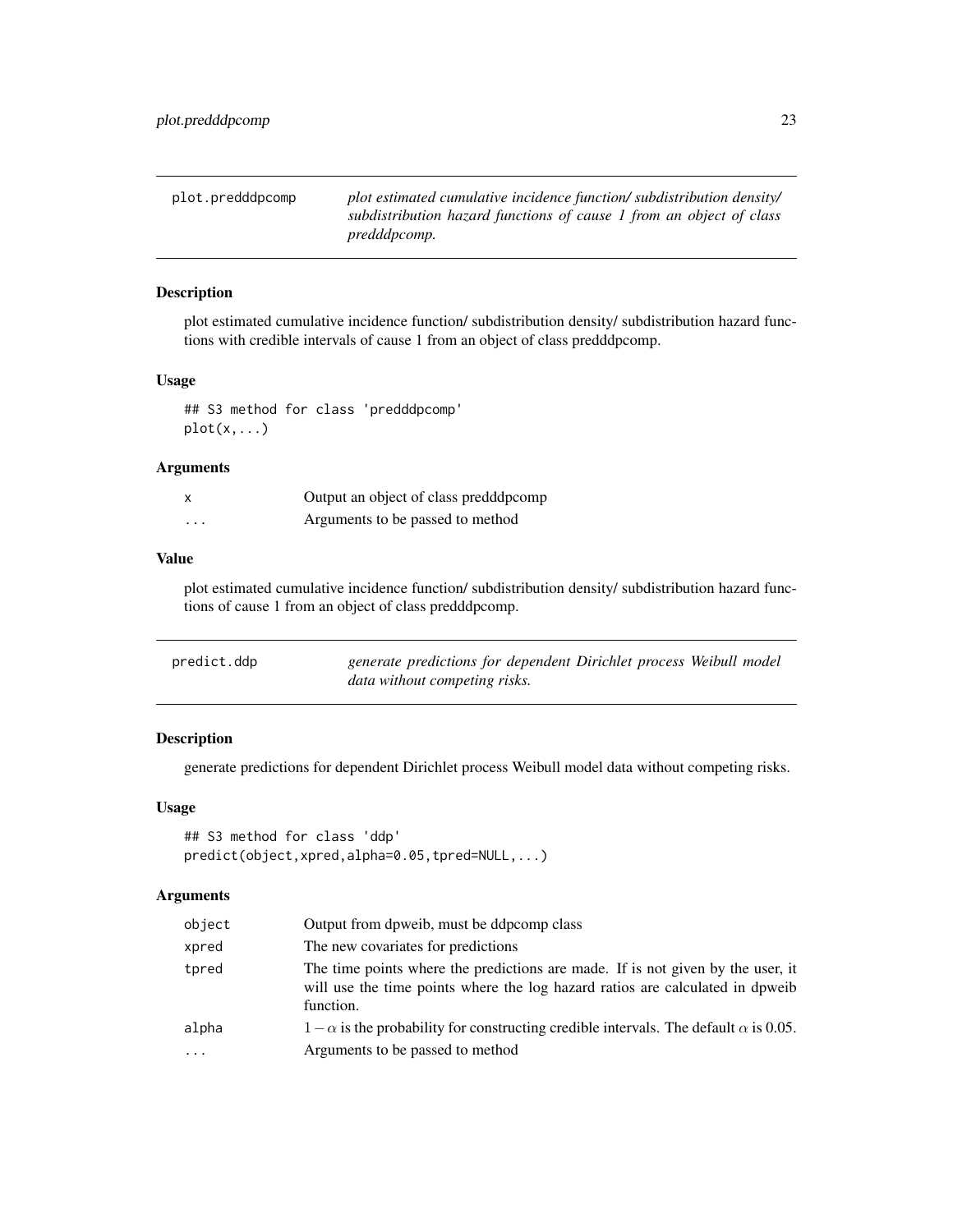## plot.predddpcomp

*plot estimated cumulative incidence function/ subdistribution density/ subdistribution hazard functions of cause 1 from an object of class predddpcomp.*

### Description

plot estimated cumulative incidence function/ subdistribution density/ subdistribution hazard functions with credible intervals of cause 1 from an object of class predddpcomp.

### Usage

```
## S3 method for class 'predddpcomp'
plot(x,...)
```

### Arguments

| | |
|---|---|
| x | Output an object of class predddpcomp |
| ... | Arguments to be passed to method |

### Value

plot estimated cumulative incidence function/ subdistribution density/ subdistribution hazard functions of cause 1 from an object of class predddpcomp.

## predict.ddp

*generate predictions for dependent Dirichlet process Weibull model data without competing risks.*

### Description

generate predictions for dependent Dirichlet process Weibull model data without competing risks.

### Usage

```
## S3 method for class 'ddp'
predict(object,xpred,alpha=0.05,tpred=NULL,...)
```

### Arguments

| | |
|---|---|
| object | Output from dpweib, must be ddpcomp class |
| xpred | The new covariates for predictions |
| tpred | The time points where the predictions are made. If is not given by the user, it will use the time points where the log hazard ratios are calculated in dpweib function. |
| alpha | $1-\alpha$ is the probability for constructing credible intervals. The default $\alpha$ is 0.05. |
| ... | Arguments to be passed to method |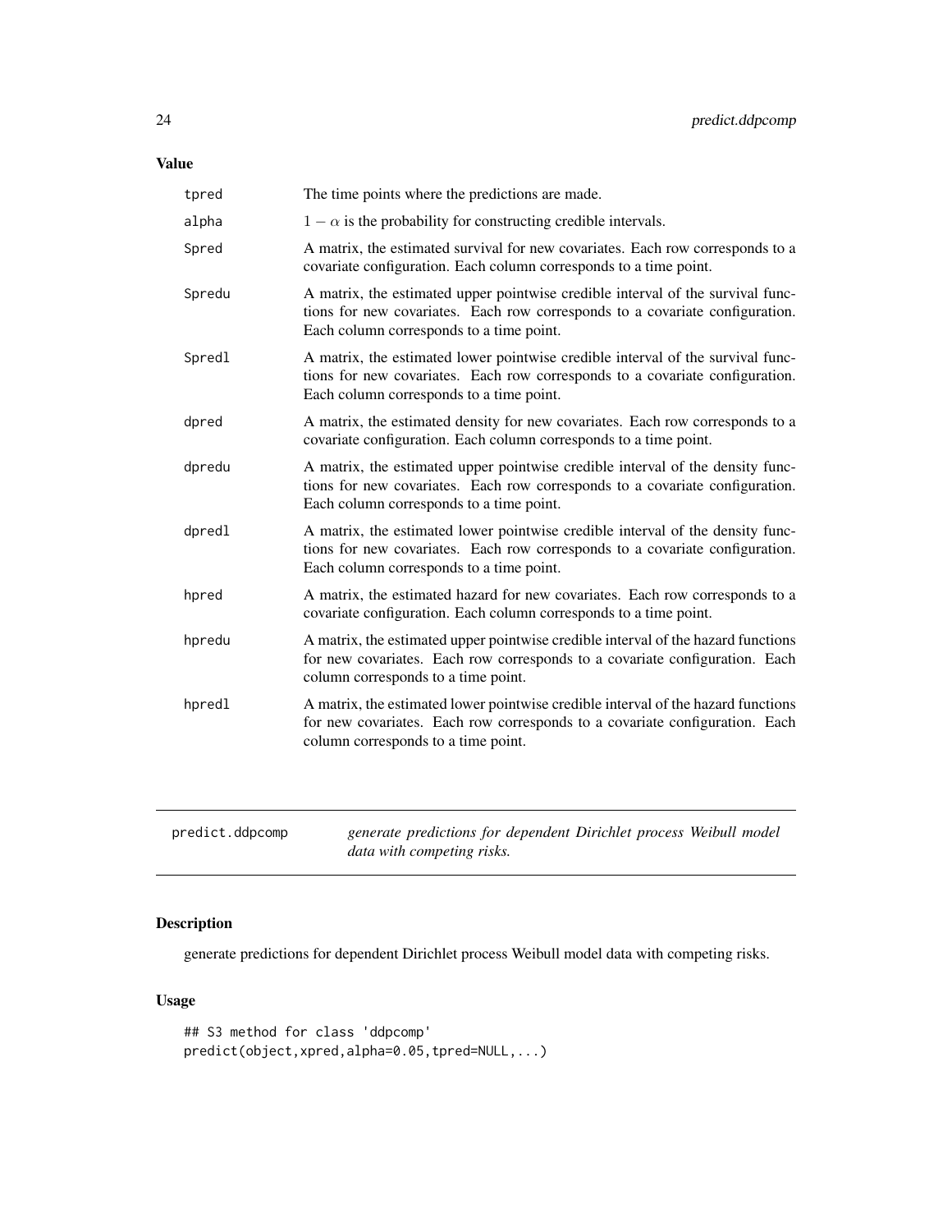## Value

| | |
|---|---|
| tpred | The time points where the predictions are made. |
| alpha | $1 - \alpha$ is the probability for constructing credible intervals. |
| Spred | A matrix, the estimated survival for new covariates. Each row corresponds to a covariate configuration. Each column corresponds to a time point. |
| Spredu | A matrix, the estimated upper pointwise credible interval of the survival functions for new covariates. Each row corresponds to a covariate configuration. Each column corresponds to a time point. |
| Spredl | A matrix, the estimated lower pointwise credible interval of the survival functions for new covariates. Each row corresponds to a covariate configuration. Each column corresponds to a time point. |
| dpred | A matrix, the estimated density for new covariates. Each row corresponds to a covariate configuration. Each column corresponds to a time point. |
| dpredu | A matrix, the estimated upper pointwise credible interval of the density functions for new covariates. Each row corresponds to a covariate configuration. Each column corresponds to a time point. |
| dpredl | A matrix, the estimated lower pointwise credible interval of the density functions for new covariates. Each row corresponds to a covariate configuration. Each column corresponds to a time point. |
| hpred | A matrix, the estimated hazard for new covariates. Each row corresponds to a covariate configuration. Each column corresponds to a time point. |
| hpredu | A matrix, the estimated upper pointwise credible interval of the hazard functions for new covariates. Each row corresponds to a covariate configuration. Each column corresponds to a time point. |
| hpredl | A matrix, the estimated lower pointwise credible interval of the hazard functions for new covariates. Each row corresponds to a covariate configuration. Each column corresponds to a time point. |

---

# predict.ddpcomp

*generate predictions for dependent Dirichlet process Weibull model data with competing risks.*

## Description

generate predictions for dependent Dirichlet process Weibull model data with competing risks.

## Usage

```
## S3 method for class 'ddpcomp'
predict(object,xpred,alpha=0.05,tpred=NULL,...)
```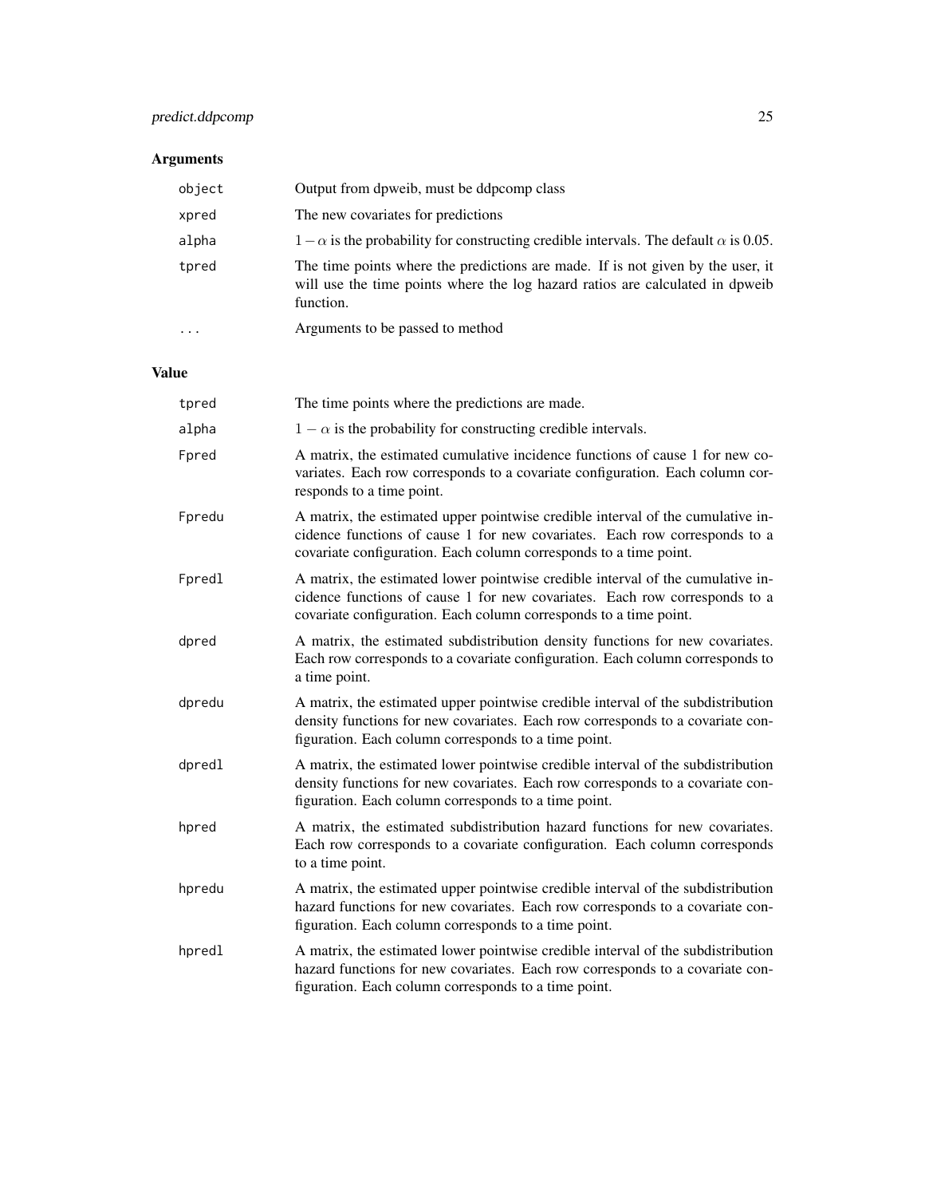## Arguments

| | |
|---|---|
| `object` | Output from dpweib, must be ddpcomp class |
| `xpred` | The new covariates for predictions |
| `alpha` | $1-\alpha$ is the probability for constructing credible intervals. The default $\alpha$ is 0.05. |
| `tpred` | The time points where the predictions are made. If is not given by the user, it will use the time points where the log hazard ratios are calculated in dpweib function. |
| `...` | Arguments to be passed to method |

## Value

| | |
|---|---|
| `tpred` | The time points where the predictions are made. |
| `alpha` | $1-\alpha$ is the probability for constructing credible intervals. |
| `Fpred` | A matrix, the estimated cumulative incidence functions of cause 1 for new covariates. Each row corresponds to a covariate configuration. Each column corresponds to a time point. |
| `Fpredu` | A matrix, the estimated upper pointwise credible interval of the cumulative incidence functions of cause 1 for new covariates. Each row corresponds to a covariate configuration. Each column corresponds to a time point. |
| `Fpredl` | A matrix, the estimated lower pointwise credible interval of the cumulative incidence functions of cause 1 for new covariates. Each row corresponds to a covariate configuration. Each column corresponds to a time point. |
| `dpred` | A matrix, the estimated subdistribution density functions for new covariates. Each row corresponds to a covariate configuration. Each column corresponds to a time point. |
| `dpredu` | A matrix, the estimated upper pointwise credible interval of the subdistribution density functions for new covariates. Each row corresponds to a covariate configuration. Each column corresponds to a time point. |
| `dpredl` | A matrix, the estimated lower pointwise credible interval of the subdistribution density functions for new covariates. Each row corresponds to a covariate configuration. Each column corresponds to a time point. |
| `hpred` | A matrix, the estimated subdistribution hazard functions for new covariates. Each row corresponds to a covariate configuration. Each column corresponds to a time point. |
| `hpredu` | A matrix, the estimated upper pointwise credible interval of the subdistribution hazard functions for new covariates. Each row corresponds to a covariate configuration. Each column corresponds to a time point. |
| `hpredl` | A matrix, the estimated lower pointwise credible interval of the subdistribution hazard functions for new covariates. Each row corresponds to a covariate configuration. Each column corresponds to a time point. |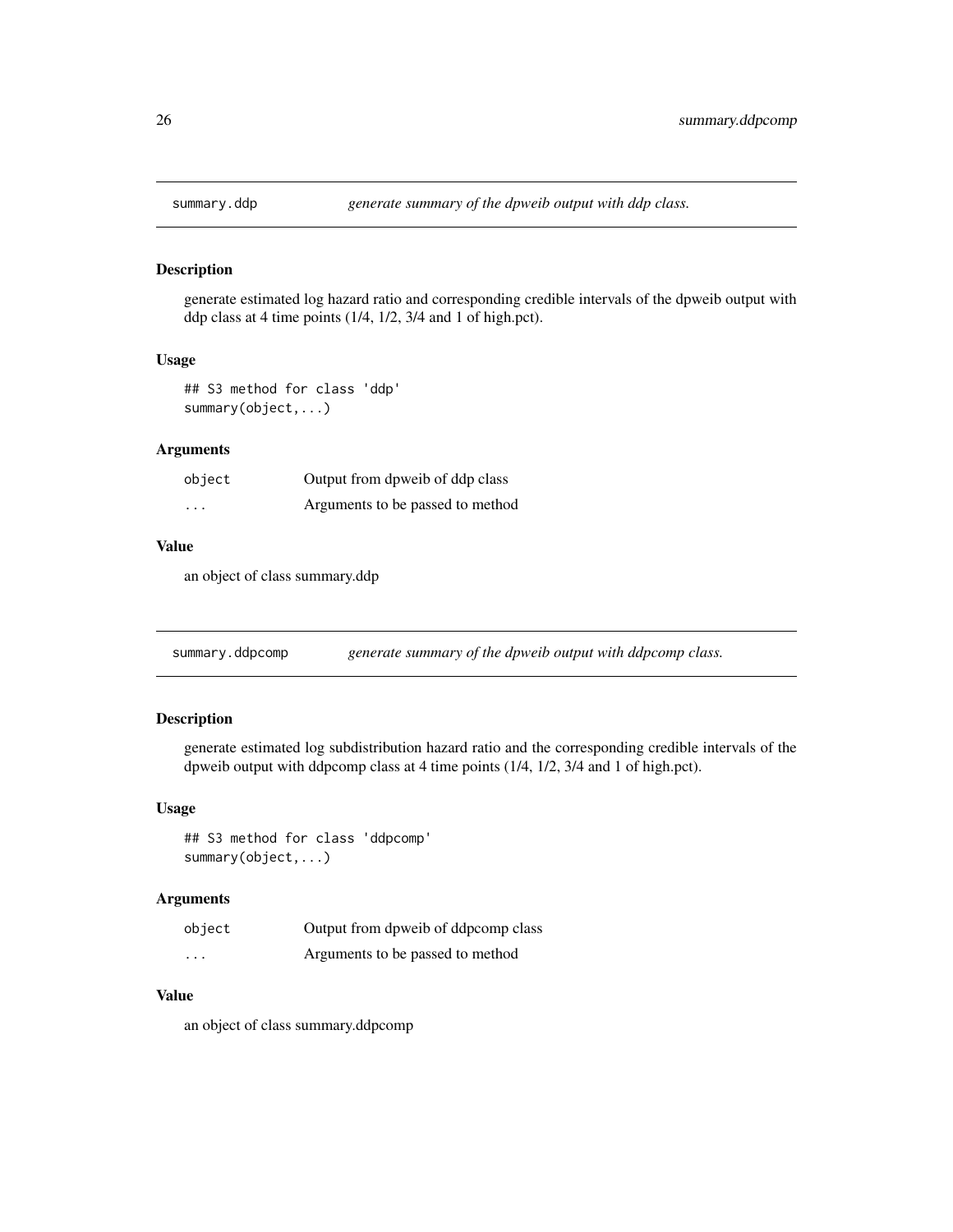## summary.ddp    *generate summary of the dpweib output with ddp class.*

### Description

generate estimated log hazard ratio and corresponding credible intervals of the dpweib output with ddp class at 4 time points (1/4, 1/2, 3/4 and 1 of high.pct).

### Usage

```
## S3 method for class 'ddp'
summary(object,...)
```

### Arguments

| | |
|---|---|
| object | Output from dpweib of ddp class |
| ... | Arguments to be passed to method |

### Value

an object of class summary.ddp

## summary.ddpcomp    *generate summary of the dpweib output with ddpcomp class.*

### Description

generate estimated log subdistribution hazard ratio and the corresponding credible intervals of the dpweib output with ddpcomp class at 4 time points (1/4, 1/2, 3/4 and 1 of high.pct).

### Usage

```
## S3 method for class 'ddpcomp'
summary(object,...)
```

### Arguments

| | |
|---|---|
| object | Output from dpweib of ddpcomp class |
| ... | Arguments to be passed to method |

### Value

an object of class summary.ddpcomp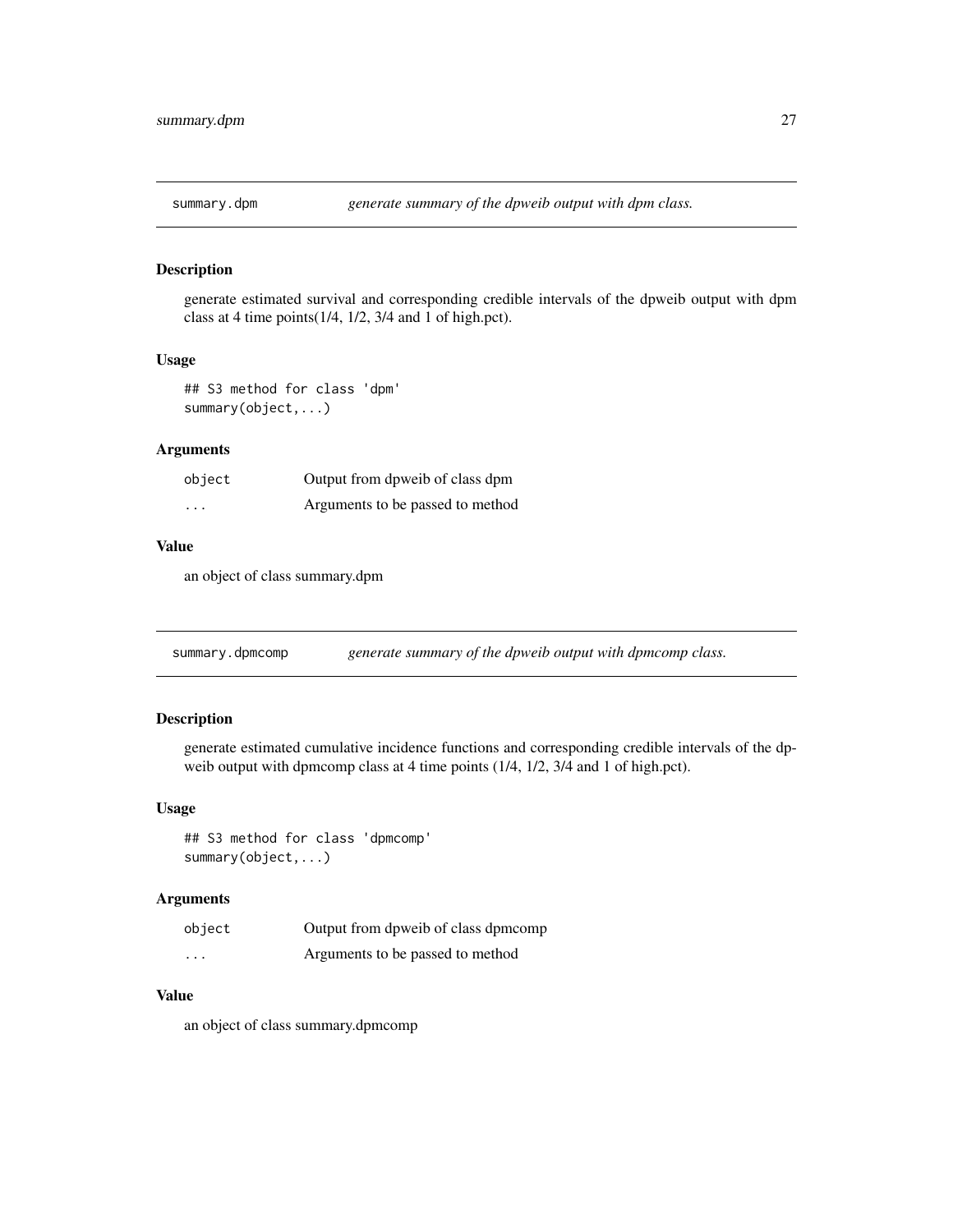## summary.dpm — *generate summary of the dpweib output with dpm class.*

### Description

generate estimated survival and corresponding credible intervals of the dpweib output with dpm class at 4 time points(1/4, 1/2, 3/4 and 1 of high.pct).

### Usage

```
## S3 method for class 'dpm'
summary(object,...)
```

### Arguments

| | |
|---|---|
| object | Output from dpweib of class dpm |
| ... | Arguments to be passed to method |

### Value

an object of class summary.dpm

## summary.dpmcomp — *generate summary of the dpweib output with dpmcomp class.*

### Description

generate estimated cumulative incidence functions and corresponding credible intervals of the dpweib output with dpmcomp class at 4 time points (1/4, 1/2, 3/4 and 1 of high.pct).

### Usage

```
## S3 method for class 'dpmcomp'
summary(object,...)
```

### Arguments

| | |
|---|---|
| object | Output from dpweib of class dpmcomp |
| ... | Arguments to be passed to method |

### Value

an object of class summary.dpmcomp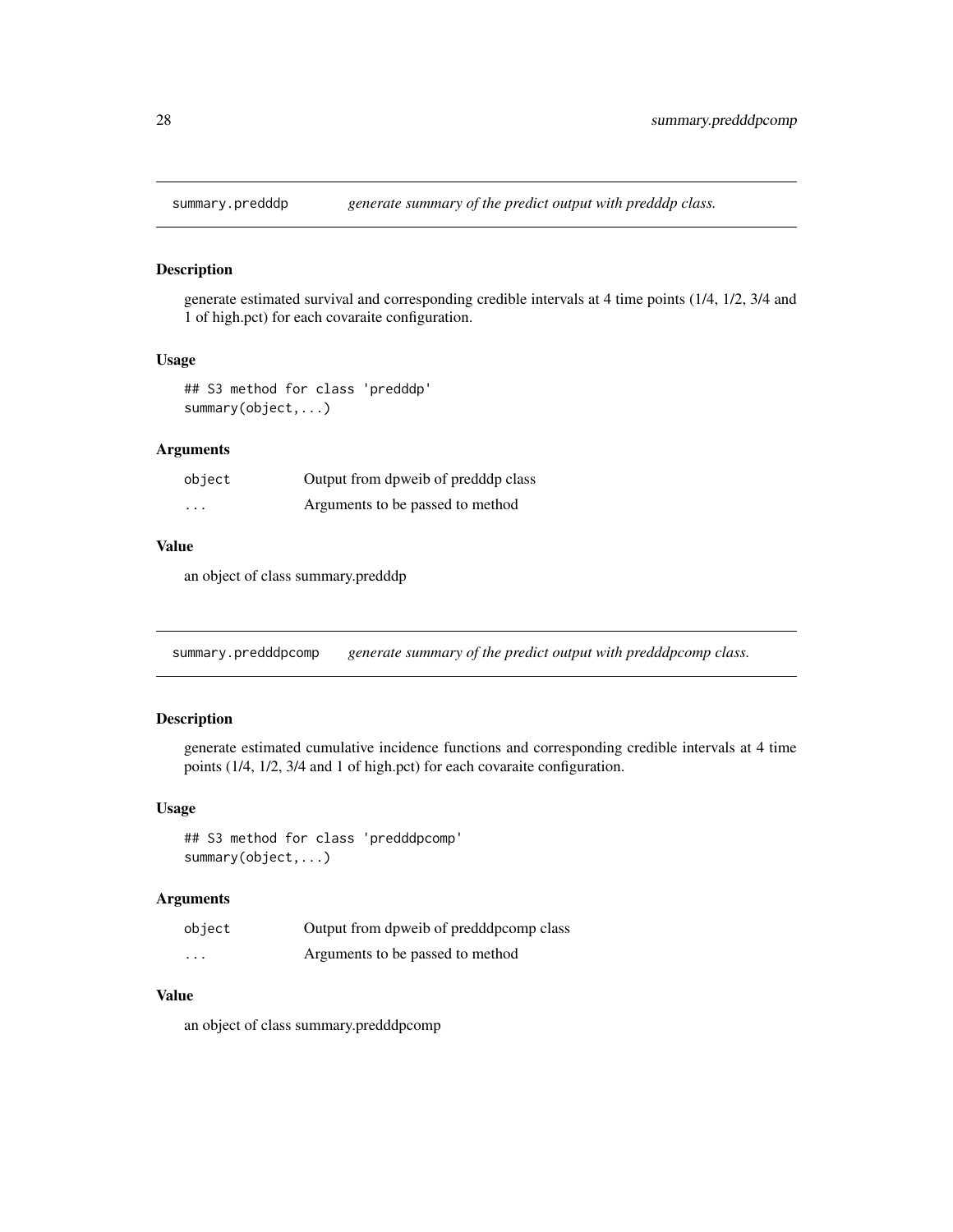## summary.predddp — *generate summary of the predict output with predddp class.*

### Description

generate estimated survival and corresponding credible intervals at 4 time points (1/4, 1/2, 3/4 and 1 of high.pct) for each covaraite configuration.

### Usage

```
## S3 method for class 'predddp'
summary(object,...)
```

### Arguments

| | |
|---|---|
| `object` | Output from dpweib of predddp class |
| `...` | Arguments to be passed to method |

### Value

an object of class summary.predddp

## summary.predddpcomp — *generate summary of the predict output with predddpcomp class.*

### Description

generate estimated cumulative incidence functions and corresponding credible intervals at 4 time points (1/4, 1/2, 3/4 and 1 of high.pct) for each covaraite configuration.

### Usage

```
## S3 method for class 'predddpcomp'
summary(object,...)
```

### Arguments

| | |
|---|---|
| `object` | Output from dpweib of predddpcomp class |
| `...` | Arguments to be passed to method |

### Value

an object of class summary.predddpcomp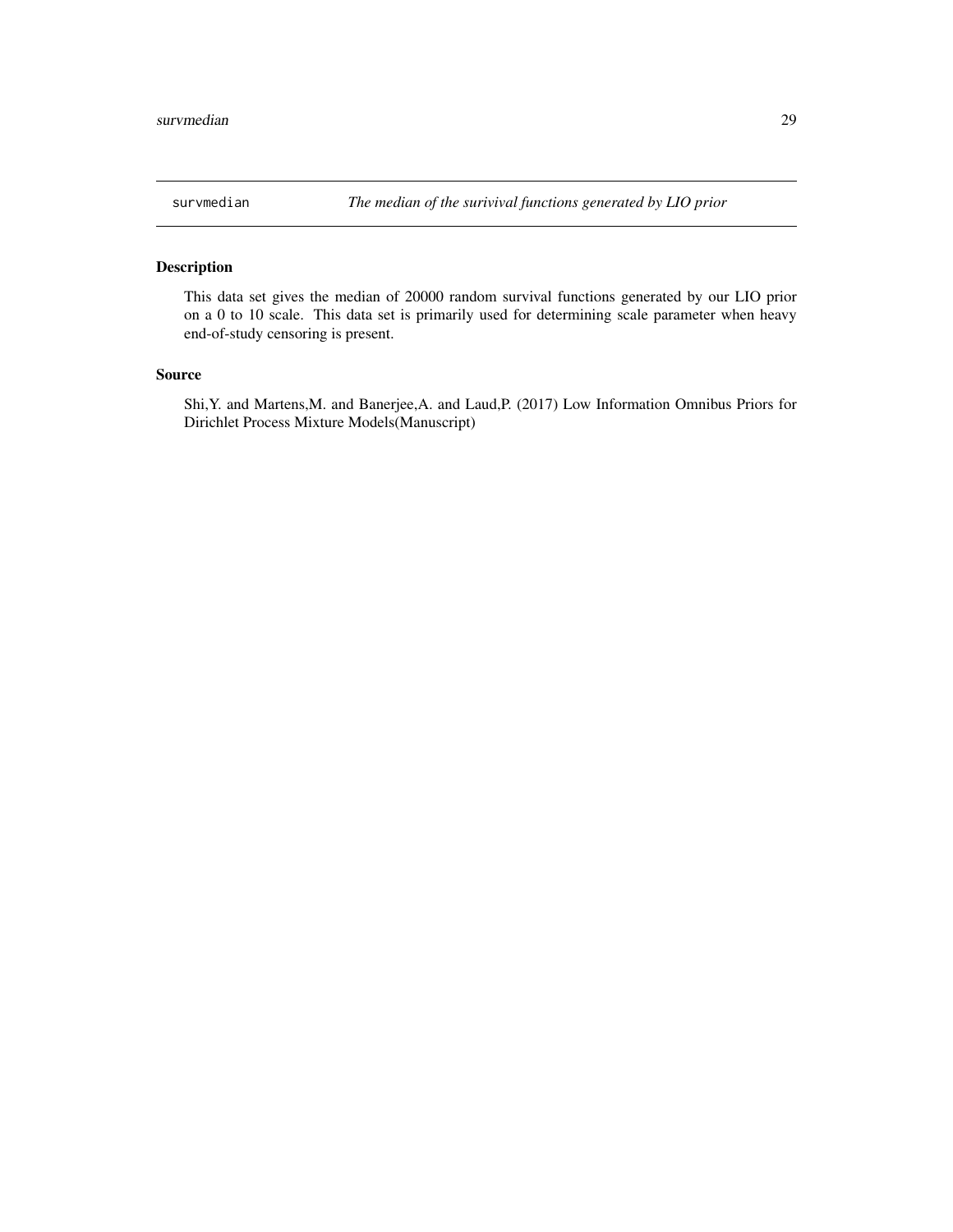## survmedian — *The median of the surivival functions generated by LIO prior*

### Description

This data set gives the median of 20000 random survival functions generated by our LIO prior on a 0 to 10 scale. This data set is primarily used for determining scale parameter when heavy end-of-study censoring is present.

### Source

Shi,Y. and Martens,M. and Banerjee,A. and Laud,P. (2017) Low Information Omnibus Priors for Dirichlet Process Mixture Models(Manuscript)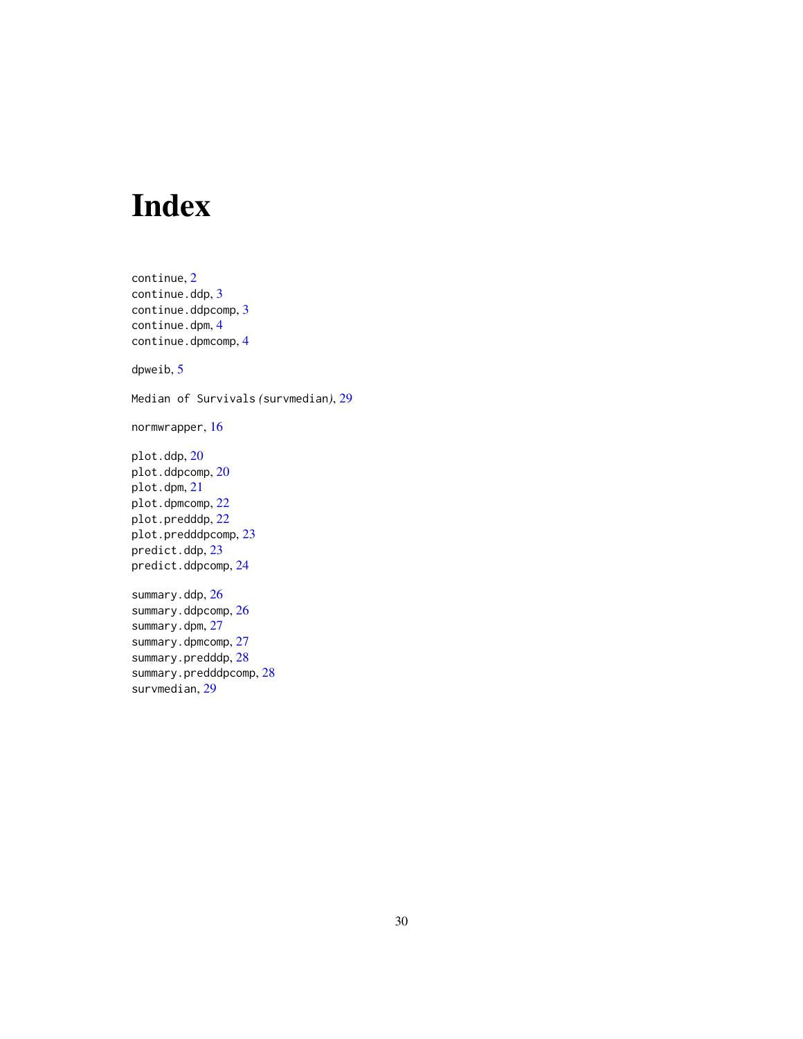# Index

continue, 2
continue.ddp, 3
continue.ddpcomp, 3
continue.dpm, 4
continue.dpmcomp, 4

dpweib, 5

Median of Survivals (survmedian), 29

normwrapper, 16

plot.ddp, 20
plot.ddpcomp, 20
plot.dpm, 21
plot.dpmcomp, 22
plot.predddp, 22
plot.predddpcomp, 23
predict.ddp, 23
predict.ddpcomp, 24

summary.ddp, 26
summary.ddpcomp, 26
summary.dpm, 27
summary.dpmcomp, 27
summary.predddp, 28
summary.predddpcomp, 28
survmedian, 29